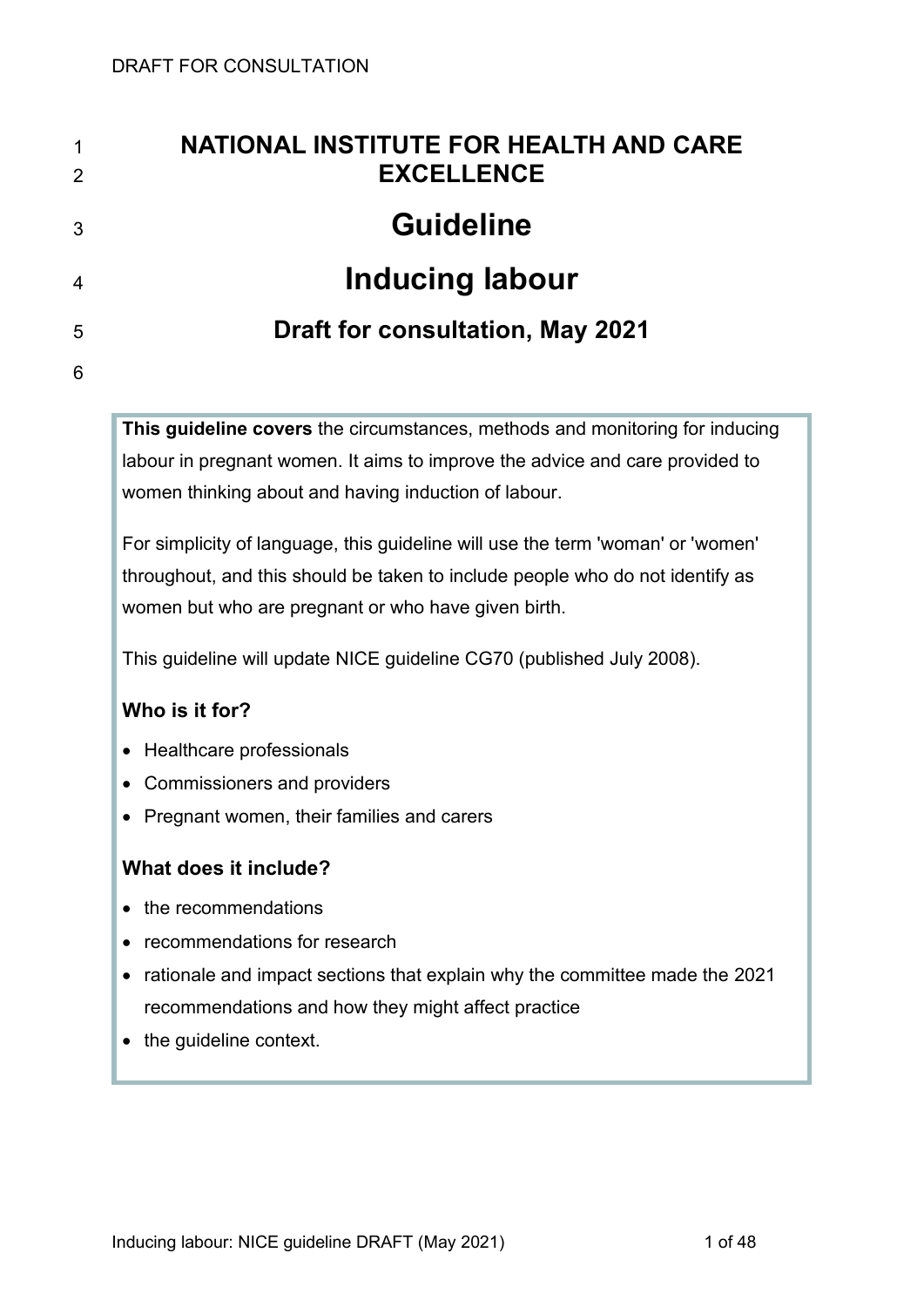# NATIONAL INSTITUTE FOR HEALTH AND CARE EXCELLENCE

# Guideline

# Inducing labour

## Draft for consultation, May 2021

**This guideline covers** the circumstances, methods and monitoring for inducing labour in pregnant women. It aims to improve the advice and care provided to women thinking about and having induction of labour.

For simplicity of language, this guideline will use the term 'woman' or 'women' throughout, and this should be taken to include people who do not identify as women but who are pregnant or who have given birth.

This guideline will update NICE guideline CG70 (published July 2008).

### Who is it for?

- Healthcare professionals
- Commissioners and providers
- Pregnant women, their families and carers

### What does it include?

- the recommendations
- recommendations for research
- rationale and impact sections that explain why the committee made the 2021 recommendations and how they might affect practice
- the guideline context.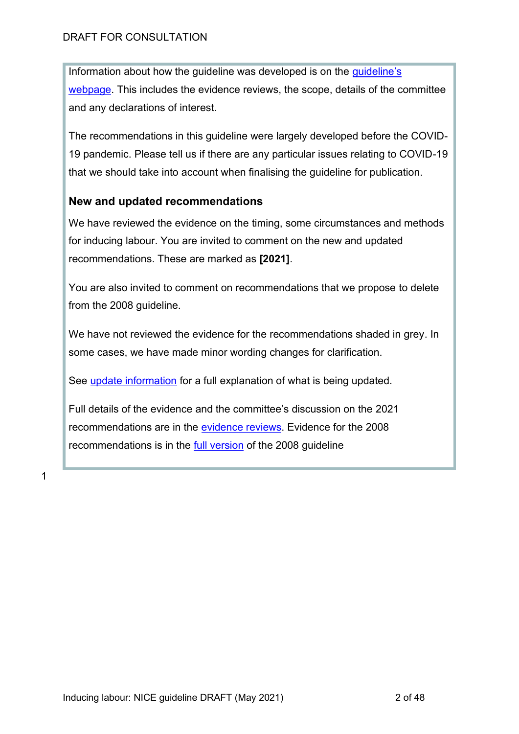Information about how the guideline was developed is on the guideline's webpage. This includes the evidence reviews, the scope, details of the committee and any declarations of interest.

The recommendations in this guideline were largely developed before the COVID-19 pandemic. Please tell us if there are any particular issues relating to COVID-19 that we should take into account when finalising the guideline for publication.

### New and updated recommendations

We have reviewed the evidence on the timing, some circumstances and methods for inducing labour. You are invited to comment on the new and updated recommendations. These are marked as **[2021]**.

You are also invited to comment on recommendations that we propose to delete from the 2008 guideline.

We have not reviewed the evidence for the recommendations shaded in grey. In some cases, we have made minor wording changes for clarification.

See update information for a full explanation of what is being updated.

Full details of the evidence and the committee's discussion on the 2021 recommendations are in the evidence reviews. Evidence for the 2008 recommendations is in the full version of the 2008 guideline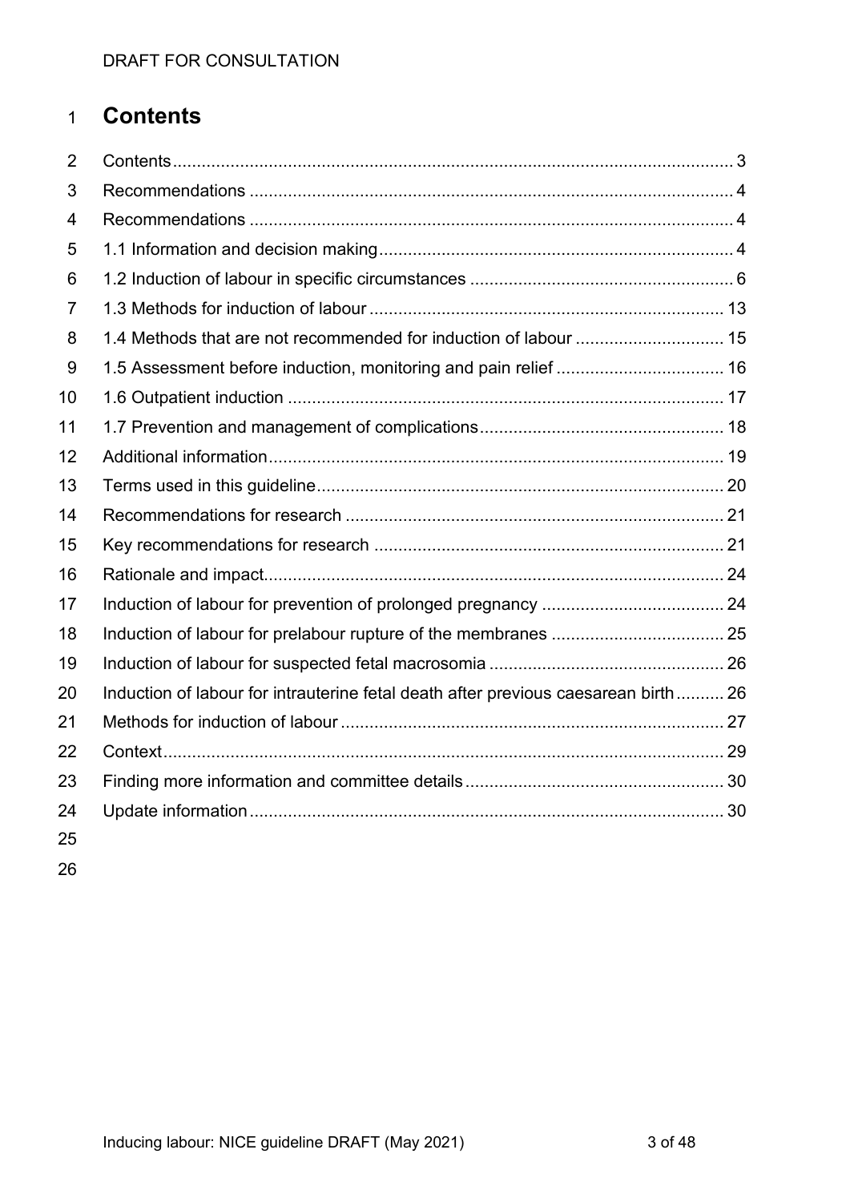# Contents

Contents ........ 3
Recommendations ........ 4
Recommendations ........ 4
1.1 Information and decision making ........ 4
1.2 Induction of labour in specific circumstances ........ 6
1.3 Methods for induction of labour ........ 13
1.4 Methods that are not recommended for induction of labour ........ 15
1.5 Assessment before induction, monitoring and pain relief ........ 16
1.6 Outpatient induction ........ 17
1.7 Prevention and management of complications ........ 18
Additional information ........ 19
Terms used in this guideline ........ 20
Recommendations for research ........ 21
Key recommendations for research ........ 21
Rationale and impact ........ 24
Induction of labour for prevention of prolonged pregnancy ........ 24
Induction of labour for prelabour rupture of the membranes ........ 25
Induction of labour for suspected fetal macrosomia ........ 26
Induction of labour for intrauterine fetal death after previous caesarean birth ........ 26
Methods for induction of labour ........ 27
Context ........ 29
Finding more information and committee details ........ 30
Update information ........ 30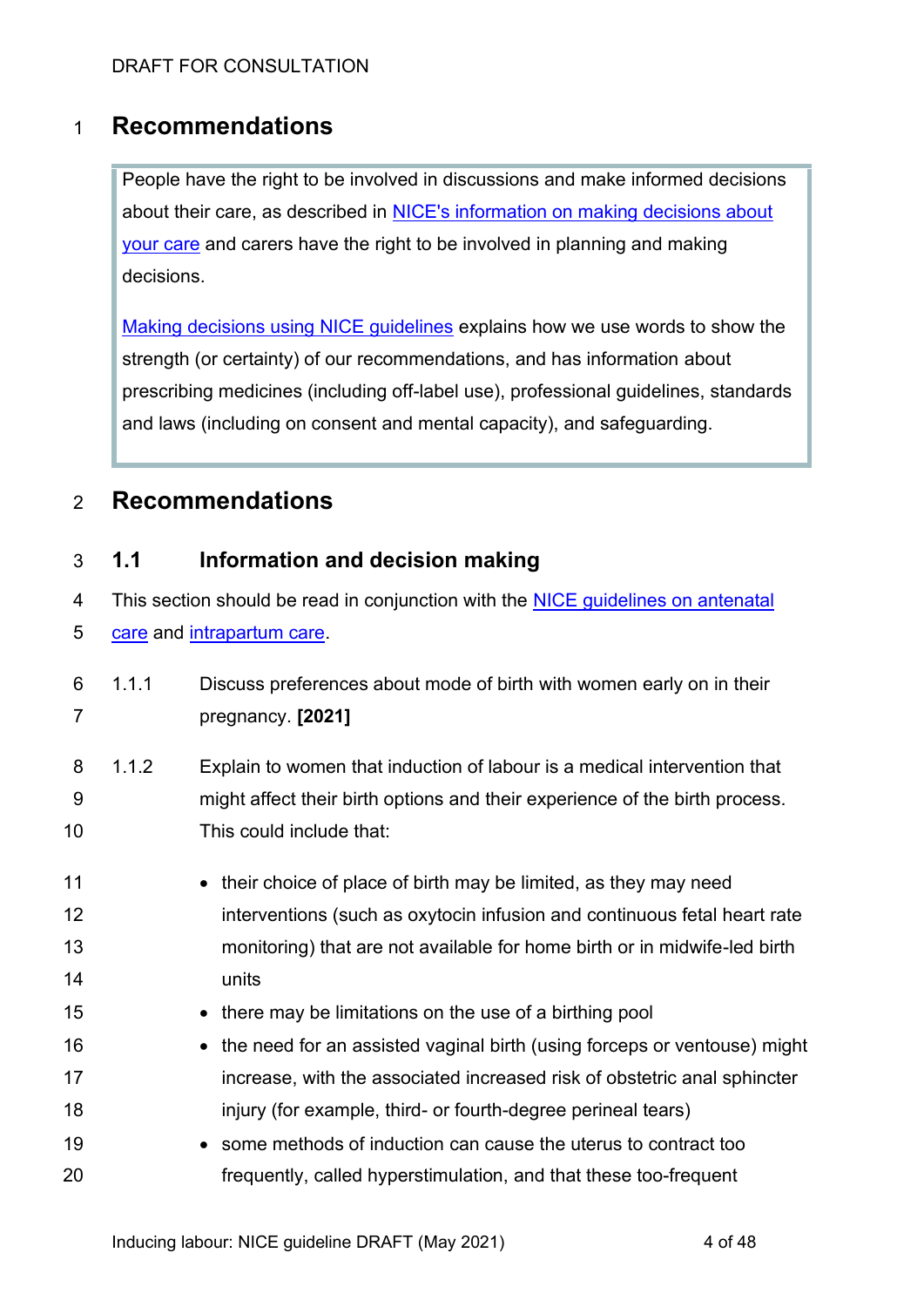# Recommendations

> People have the right to be involved in discussions and make informed decisions about their care, as described in NICE's information on making decisions about your care and carers have the right to be involved in planning and making decisions.
>
> Making decisions using NICE guidelines explains how we use words to show the strength (or certainty) of our recommendations, and has information about prescribing medicines (including off-label use), professional guidelines, standards and laws (including on consent and mental capacity), and safeguarding.

# Recommendations

## 1.1 Information and decision making

This section should be read in conjunction with the NICE guidelines on antenatal care and intrapartum care.

1.1.1 Discuss preferences about mode of birth with women early on in their pregnancy. **[2021]**

1.1.2 Explain to women that induction of labour is a medical intervention that might affect their birth options and their experience of the birth process. This could include that:

- their choice of place of birth may be limited, as they may need interventions (such as oxytocin infusion and continuous fetal heart rate monitoring) that are not available for home birth or in midwife-led birth units
- there may be limitations on the use of a birthing pool
- the need for an assisted vaginal birth (using forceps or ventouse) might increase, with the associated increased risk of obstetric anal sphincter injury (for example, third- or fourth-degree perineal tears)
- some methods of induction can cause the uterus to contract too frequently, called hyperstimulation, and that these too-frequent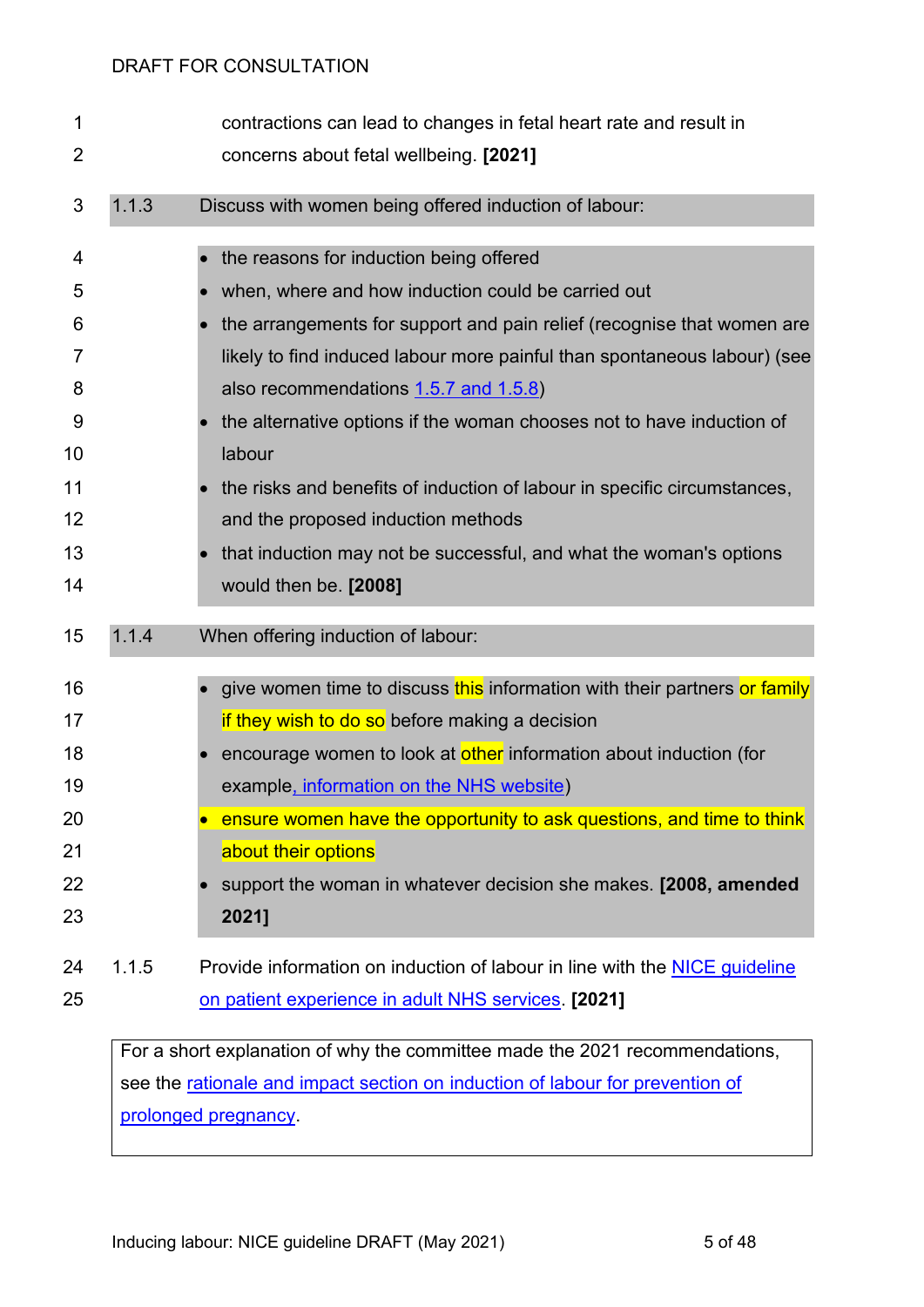contractions can lead to changes in fetal heart rate and result in concerns about fetal wellbeing. **[2021]**

1.1.3 Discuss with women being offered induction of labour:

- the reasons for induction being offered
- when, where and how induction could be carried out
- the arrangements for support and pain relief (recognise that women are likely to find induced labour more painful than spontaneous labour) (see also recommendations 1.5.7 and 1.5.8)
- the alternative options if the woman chooses not to have induction of labour
- the risks and benefits of induction of labour in specific circumstances, and the proposed induction methods
- that induction may not be successful, and what the woman's options would then be. **[2008]**

1.1.4 When offering induction of labour:

- give women time to discuss this information with their partners or family if they wish to do so before making a decision
- encourage women to look at other information about induction (for example, information on the NHS website)
- ensure women have the opportunity to ask questions, and time to think about their options
- support the woman in whatever decision she makes. **[2008, amended 2021]**

1.1.5 Provide information on induction of labour in line with the NICE guideline on patient experience in adult NHS services. **[2021]**

For a short explanation of why the committee made the 2021 recommendations, see the rationale and impact section on induction of labour for prevention of prolonged pregnancy.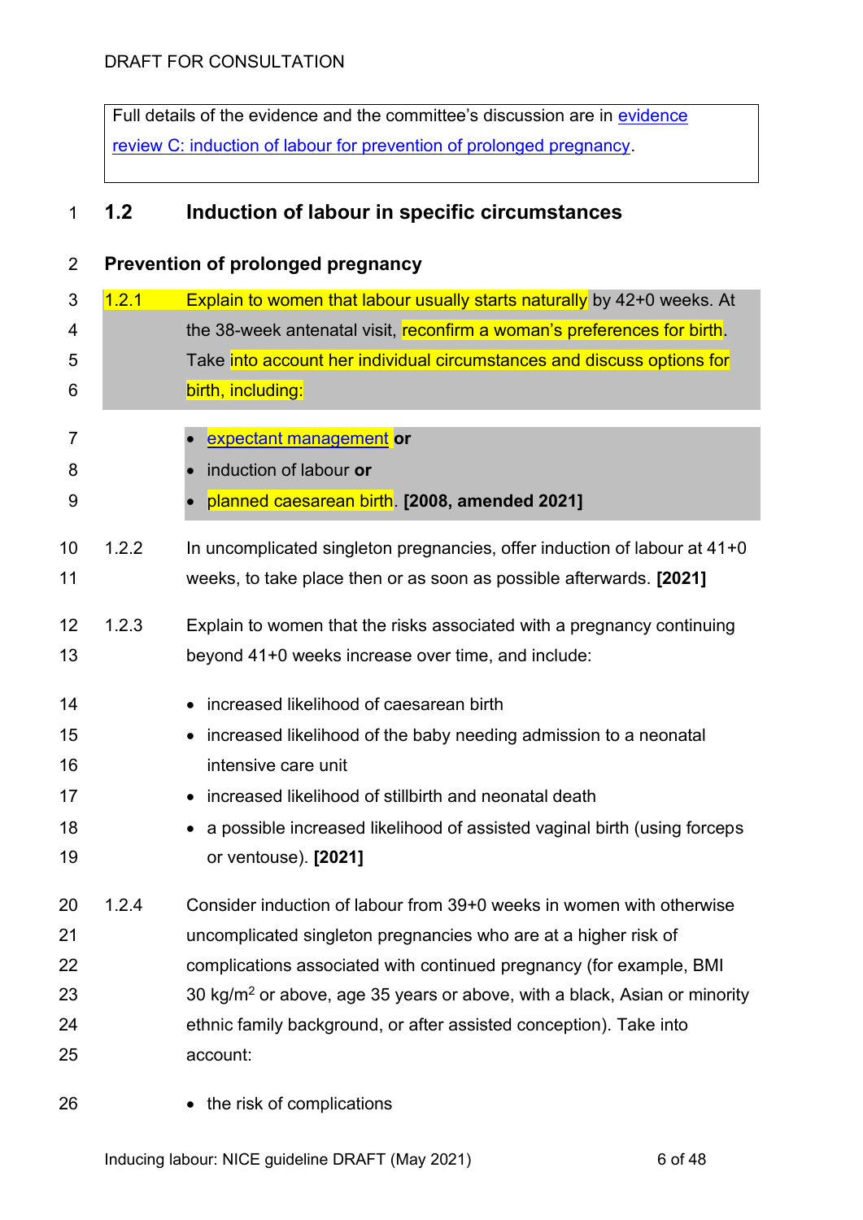DRAFT FOR CONSULTATION

Full details of the evidence and the committee's discussion are in [evidence review C: induction of labour for prevention of prolonged pregnancy](#).

## 1.2 Induction of labour in specific circumstances

### Prevention of prolonged pregnancy

1.2.1 Explain to women that labour usually starts naturally by 42+0 weeks. At the 38-week antenatal visit, reconfirm a woman's preferences for birth. Take into account her individual circumstances and discuss options for birth, including:

- [expectant management](#) **or**
- induction of labour **or**
- planned caesarean birth. **[2008, amended 2021]**

1.2.2 In uncomplicated singleton pregnancies, offer induction of labour at 41+0 weeks, to take place then or as soon as possible afterwards. **[2021]**

1.2.3 Explain to women that the risks associated with a pregnancy continuing beyond 41+0 weeks increase over time, and include:

- increased likelihood of caesarean birth
- increased likelihood of the baby needing admission to a neonatal intensive care unit
- increased likelihood of stillbirth and neonatal death
- a possible increased likelihood of assisted vaginal birth (using forceps or ventouse). **[2021]**

1.2.4 Consider induction of labour from 39+0 weeks in women with otherwise uncomplicated singleton pregnancies who are at a higher risk of complications associated with continued pregnancy (for example, BMI 30 kg/m$^2$ or above, age 35 years or above, with a black, Asian or minority ethnic family background, or after assisted conception). Take into account:

- the risk of complications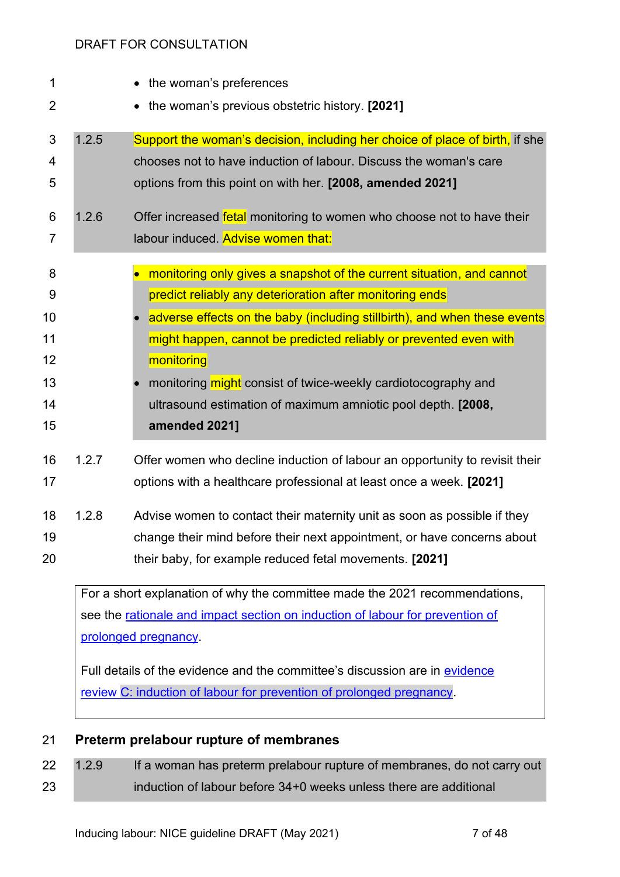- the woman's preferences
- the woman's previous obstetric history. **[2021]**

1.2.5 Support the woman's decision, including her choice of place of birth, if she chooses not to have induction of labour. Discuss the woman's care options from this point on with her. **[2008, amended 2021]**

1.2.6 Offer increased fetal monitoring to women who choose not to have their labour induced. Advise women that:

- monitoring only gives a snapshot of the current situation, and cannot predict reliably any deterioration after monitoring ends
- adverse effects on the baby (including stillbirth), and when these events might happen, cannot be predicted reliably or prevented even with monitoring
- monitoring might consist of twice-weekly cardiotocography and ultrasound estimation of maximum amniotic pool depth. **[2008, amended 2021]**

1.2.7 Offer women who decline induction of labour an opportunity to revisit their options with a healthcare professional at least once a week. **[2021]**

1.2.8 Advise women to contact their maternity unit as soon as possible if they change their mind before their next appointment, or have concerns about their baby, for example reduced fetal movements. **[2021]**

For a short explanation of why the committee made the 2021 recommendations, see the rationale and impact section on induction of labour for prevention of prolonged pregnancy.

Full details of the evidence and the committee's discussion are in evidence review C: induction of labour for prevention of prolonged pregnancy.

## Preterm prelabour rupture of membranes

1.2.9 If a woman has preterm prelabour rupture of membranes, do not carry out induction of labour before 34+0 weeks unless there are additional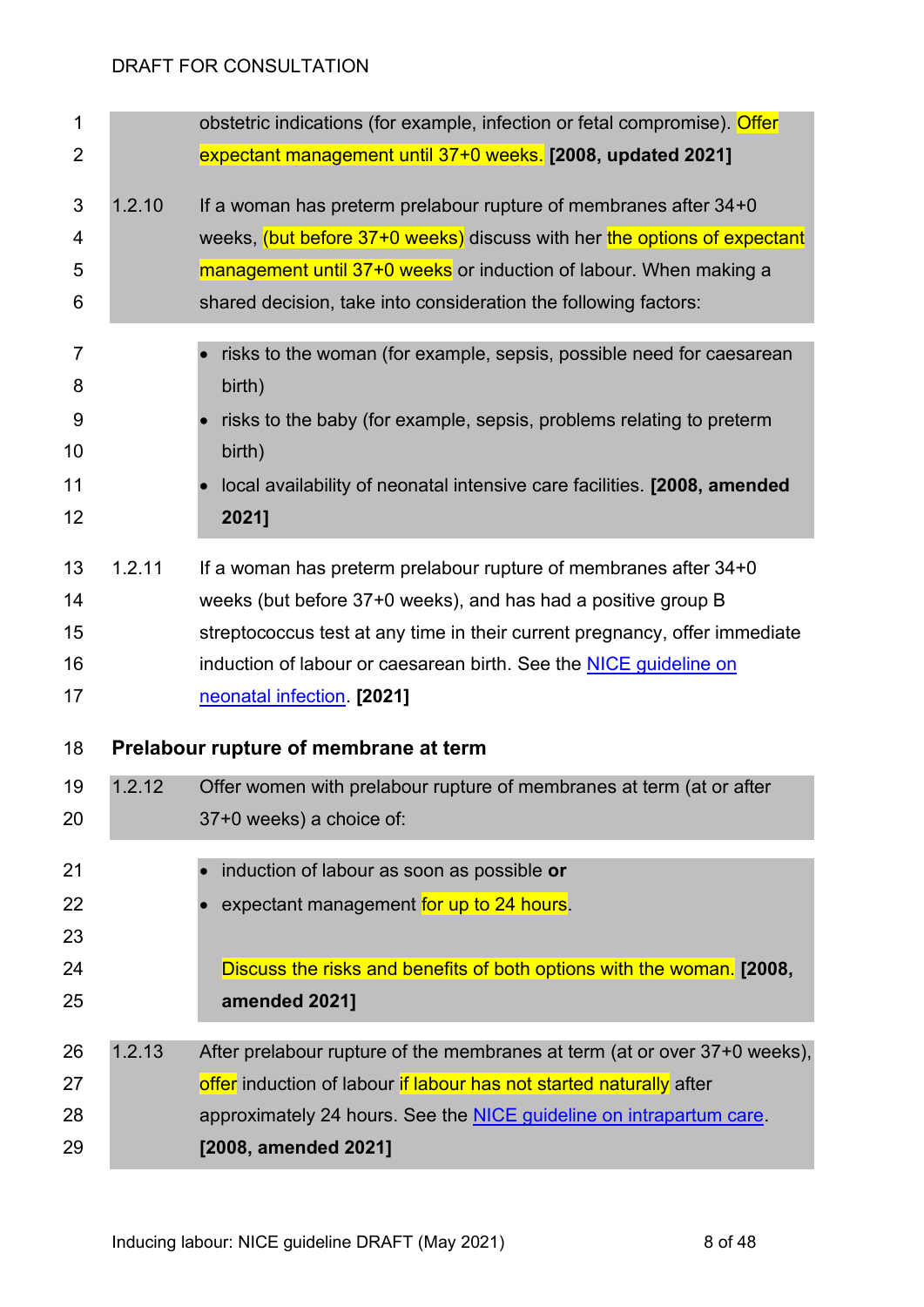obstetric indications (for example, infection or fetal compromise). Offer expectant management until 37+0 weeks. **[2008, updated 2021]**

1.2.10 If a woman has preterm prelabour rupture of membranes after 34+0 weeks, (but before 37+0 weeks) discuss with her the options of expectant management until 37+0 weeks or induction of labour. When making a shared decision, take into consideration the following factors:

- risks to the woman (for example, sepsis, possible need for caesarean birth)
- risks to the baby (for example, sepsis, problems relating to preterm birth)
- local availability of neonatal intensive care facilities. **[2008, amended 2021]**

1.2.11 If a woman has preterm prelabour rupture of membranes after 34+0 weeks (but before 37+0 weeks), and has had a positive group B streptococcus test at any time in their current pregnancy, offer immediate induction of labour or caesarean birth. See the NICE guideline on neonatal infection. **[2021]**

### Prelabour rupture of membrane at term

1.2.12 Offer women with prelabour rupture of membranes at term (at or after 37+0 weeks) a choice of:

- induction of labour as soon as possible **or**
- expectant management for up to 24 hours.

Discuss the risks and benefits of both options with the woman. **[2008, amended 2021]**

1.2.13 After prelabour rupture of the membranes at term (at or over 37+0 weeks), offer induction of labour if labour has not started naturally after approximately 24 hours. See the NICE guideline on intrapartum care. **[2008, amended 2021]**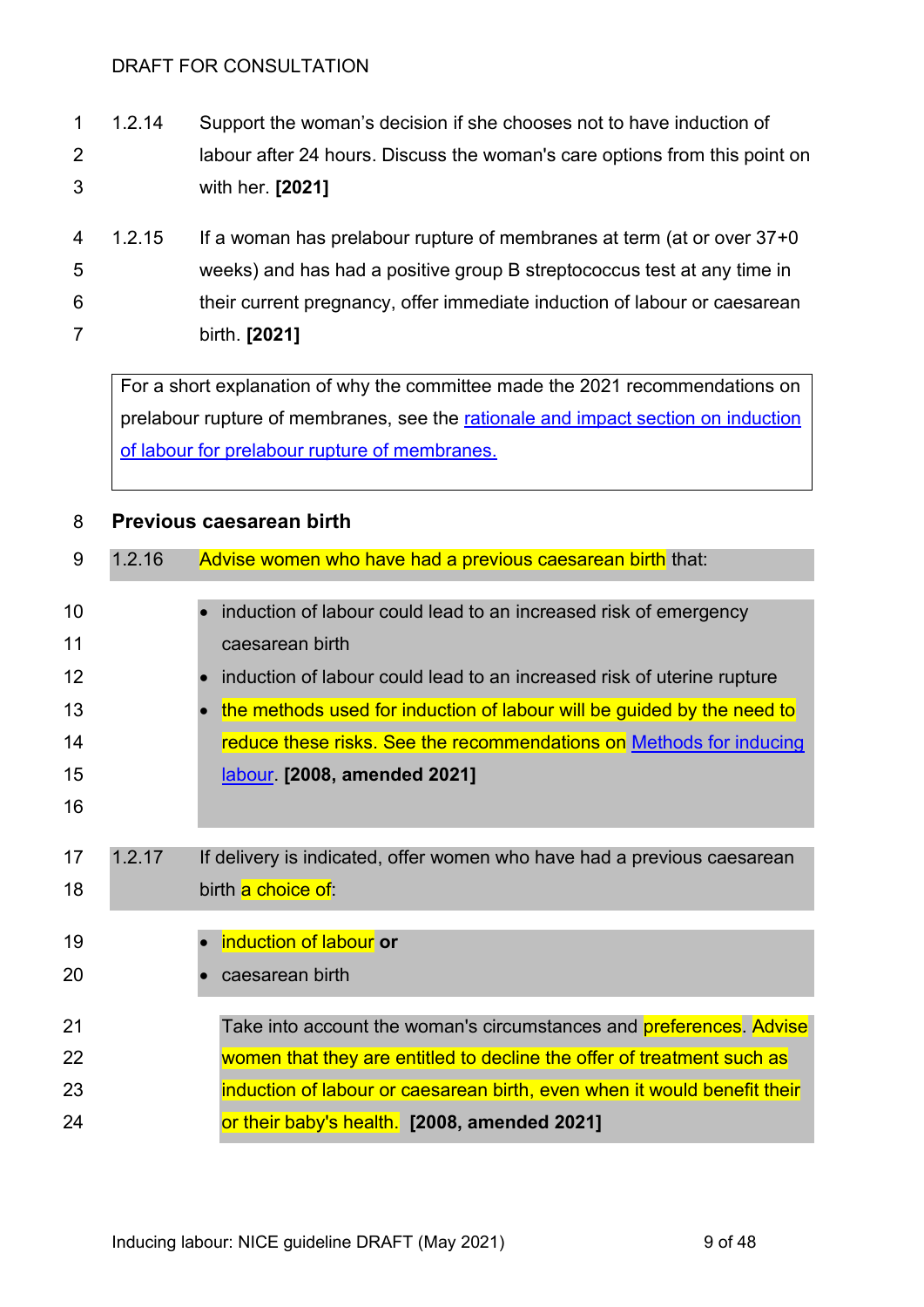1.2.14 Support the woman's decision if she chooses not to have induction of labour after 24 hours. Discuss the woman's care options from this point on with her. **[2021]**

1.2.15 If a woman has prelabour rupture of membranes at term (at or over 37+0 weeks) and has had a positive group B streptococcus test at any time in their current pregnancy, offer immediate induction of labour or caesarean birth. **[2021]**

For a short explanation of why the committee made the 2021 recommendations on prelabour rupture of membranes, see the rationale and impact section on induction of labour for prelabour rupture of membranes.

### Previous caesarean birth

1.2.16 Advise women who have had a previous caesarean birth that:

- induction of labour could lead to an increased risk of emergency caesarean birth
- induction of labour could lead to an increased risk of uterine rupture
- the methods used for induction of labour will be guided by the need to reduce these risks. See the recommendations on Methods for inducing labour. **[2008, amended 2021]**

1.2.17 If delivery is indicated, offer women who have had a previous caesarean birth a choice of:

- induction of labour **or**
- caesarean birth

Take into account the woman's circumstances and preferences. Advise women that they are entitled to decline the offer of treatment such as induction of labour or caesarean birth, even when it would benefit their or their baby's health. **[2008, amended 2021]**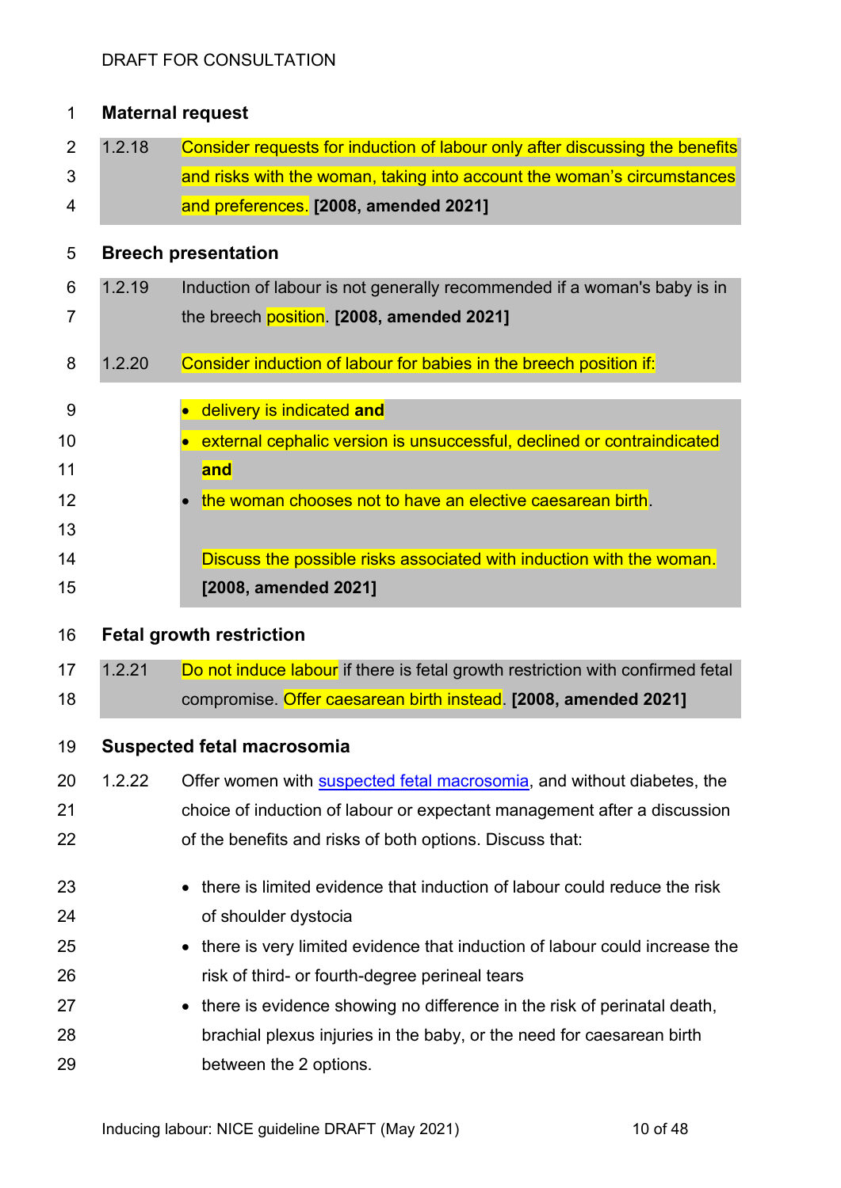### Maternal request

1.2.18 Consider requests for induction of labour only after discussing the benefits and risks with the woman, taking into account the woman's circumstances and preferences. **[2008, amended 2021]**

### Breech presentation

1.2.19 Induction of labour is not generally recommended if a woman's baby is in the breech position. **[2008, amended 2021]**

1.2.20 Consider induction of labour for babies in the breech position if:

- delivery is indicated **and**
- external cephalic version is unsuccessful, declined or contraindicated **and**
- the woman chooses not to have an elective caesarean birth.

Discuss the possible risks associated with induction with the woman. **[2008, amended 2021]**

### Fetal growth restriction

1.2.21 Do not induce labour if there is fetal growth restriction with confirmed fetal compromise. Offer caesarean birth instead. **[2008, amended 2021]**

### Suspected fetal macrosomia

1.2.22 Offer women with suspected fetal macrosomia, and without diabetes, the choice of induction of labour or expectant management after a discussion of the benefits and risks of both options. Discuss that:

- there is limited evidence that induction of labour could reduce the risk of shoulder dystocia
- there is very limited evidence that induction of labour could increase the risk of third- or fourth-degree perineal tears
- there is evidence showing no difference in the risk of perinatal death, brachial plexus injuries in the baby, or the need for caesarean birth between the 2 options.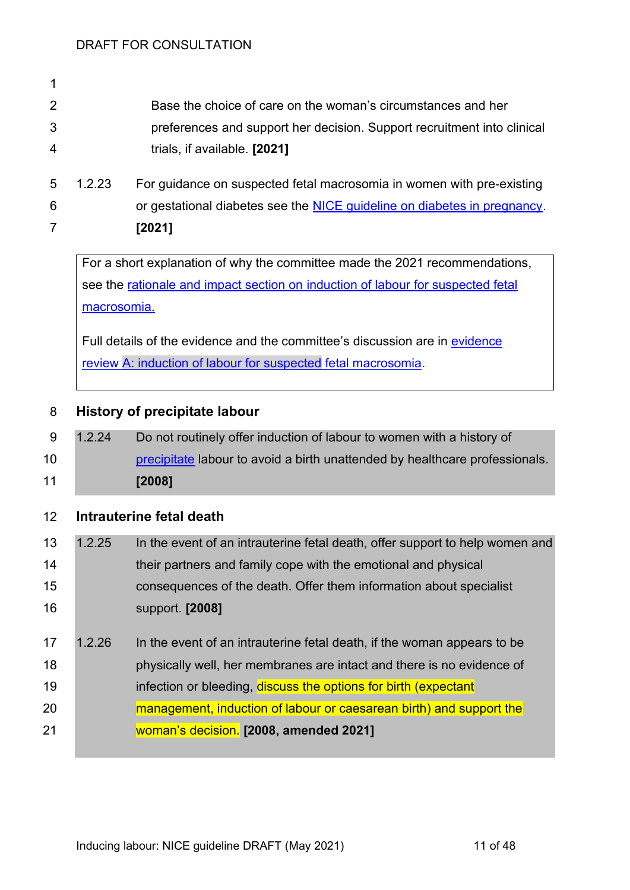Base the choice of care on the woman's circumstances and her preferences and support her decision. Support recruitment into clinical trials, if available. **[2021]**

1.2.23 For guidance on suspected fetal macrosomia in women with pre-existing or gestational diabetes see the NICE guideline on diabetes in pregnancy. **[2021]**

> For a short explanation of why the committee made the 2021 recommendations, see the rationale and impact section on induction of labour for suspected fetal macrosomia.
>
> Full details of the evidence and the committee's discussion are in evidence review A: induction of labour for suspected fetal macrosomia.

### History of precipitate labour

1.2.24 Do not routinely offer induction of labour to women with a history of precipitate labour to avoid a birth unattended by healthcare professionals. **[2008]**

### Intrauterine fetal death

1.2.25 In the event of an intrauterine fetal death, offer support to help women and their partners and family cope with the emotional and physical consequences of the death. Offer them information about specialist support. **[2008]**

1.2.26 In the event of an intrauterine fetal death, if the woman appears to be physically well, her membranes are intact and there is no evidence of infection or bleeding, discuss the options for birth (expectant management, induction of labour or caesarean birth) and support the woman's decision. **[2008, amended 2021]**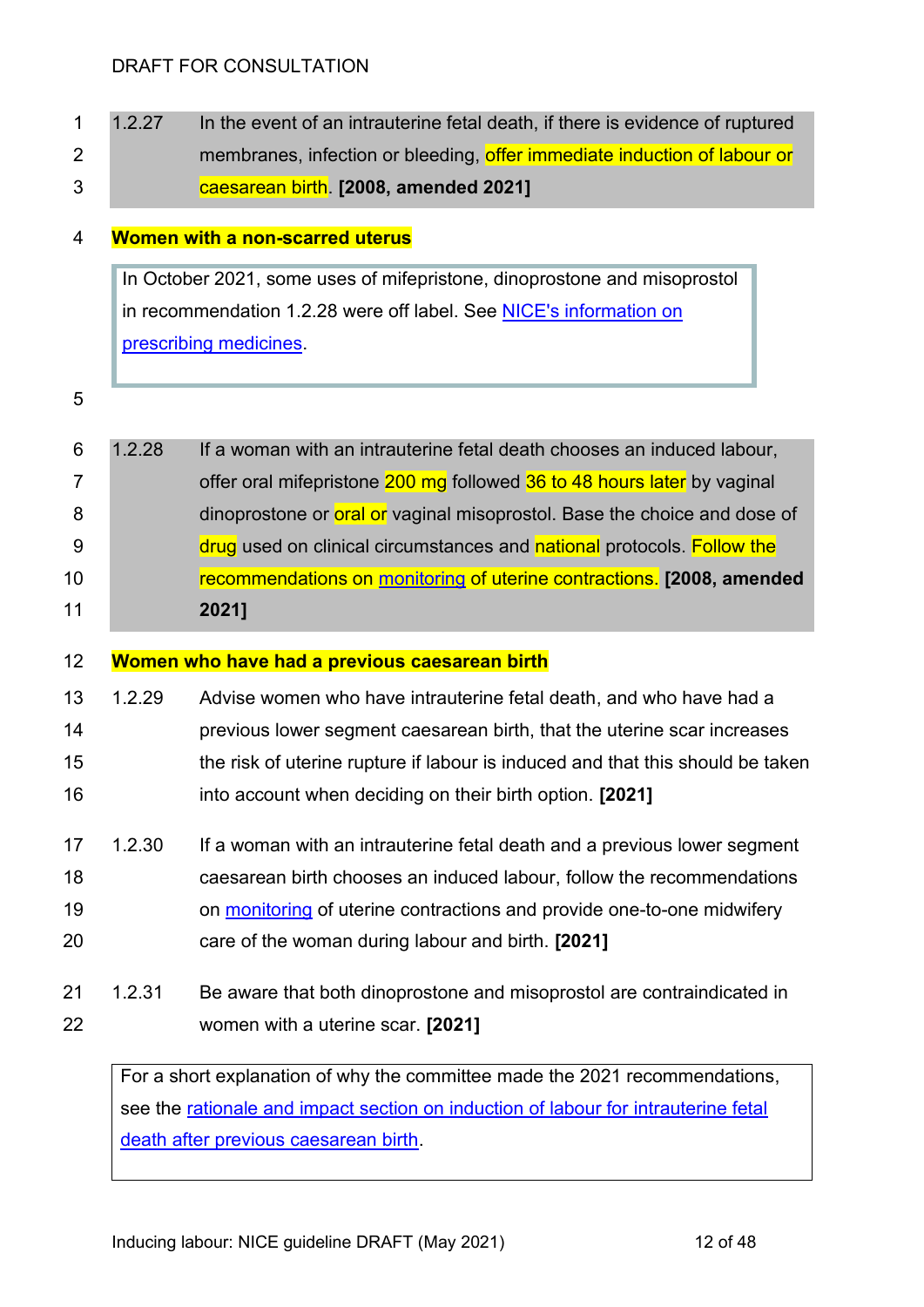DRAFT FOR CONSULTATION

1.2.27 In the event of an intrauterine fetal death, if there is evidence of ruptured membranes, infection or bleeding, offer immediate induction of labour or caesarean birth. **[2008, amended 2021]**

### Women with a non-scarred uterus

> In October 2021, some uses of mifepristone, dinoprostone and misoprostol in recommendation 1.2.28 were off label. See NICE's information on prescribing medicines.

1.2.28 If a woman with an intrauterine fetal death chooses an induced labour, offer oral mifepristone 200 mg followed 36 to 48 hours later by vaginal dinoprostone or oral or vaginal misoprostol. Base the choice and dose of drug used on clinical circumstances and national protocols. Follow the recommendations on monitoring of uterine contractions. **[2008, amended 2021]**

### Women who have had a previous caesarean birth

1.2.29 Advise women who have intrauterine fetal death, and who have had a previous lower segment caesarean birth, that the uterine scar increases the risk of uterine rupture if labour is induced and that this should be taken into account when deciding on their birth option. **[2021]**

1.2.30 If a woman with an intrauterine fetal death and a previous lower segment caesarean birth chooses an induced labour, follow the recommendations on monitoring of uterine contractions and provide one-to-one midwifery care of the woman during labour and birth. **[2021]**

1.2.31 Be aware that both dinoprostone and misoprostol are contraindicated in women with a uterine scar. **[2021]**

> For a short explanation of why the committee made the 2021 recommendations, see the rationale and impact section on induction of labour for intrauterine fetal death after previous caesarean birth.

Inducing labour: NICE guideline DRAFT (May 2021)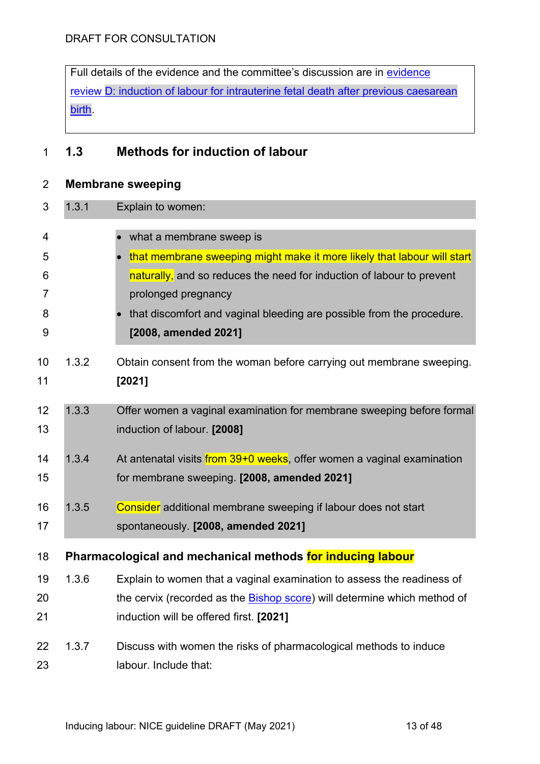DRAFT FOR CONSULTATION

Full details of the evidence and the committee's discussion are in evidence review D: induction of labour for intrauterine fetal death after previous caesarean birth.

## 1.3 Methods for induction of labour

### Membrane sweeping

1.3.1 Explain to women:

- what a membrane sweep is
- that membrane sweeping might make it more likely that labour will start naturally, and so reduces the need for induction of labour to prevent prolonged pregnancy
- that discomfort and vaginal bleeding are possible from the procedure. **[2008, amended 2021]**

1.3.2 Obtain consent from the woman before carrying out membrane sweeping. **[2021]**

1.3.3 Offer women a vaginal examination for membrane sweeping before formal induction of labour. **[2008]**

1.3.4 At antenatal visits from 39+0 weeks, offer women a vaginal examination for membrane sweeping. **[2008, amended 2021]**

1.3.5 Consider additional membrane sweeping if labour does not start spontaneously. **[2008, amended 2021]**

### Pharmacological and mechanical methods for inducing labour

1.3.6 Explain to women that a vaginal examination to assess the readiness of the cervix (recorded as the Bishop score) will determine which method of induction will be offered first. **[2021]**

1.3.7 Discuss with women the risks of pharmacological methods to induce labour. Include that: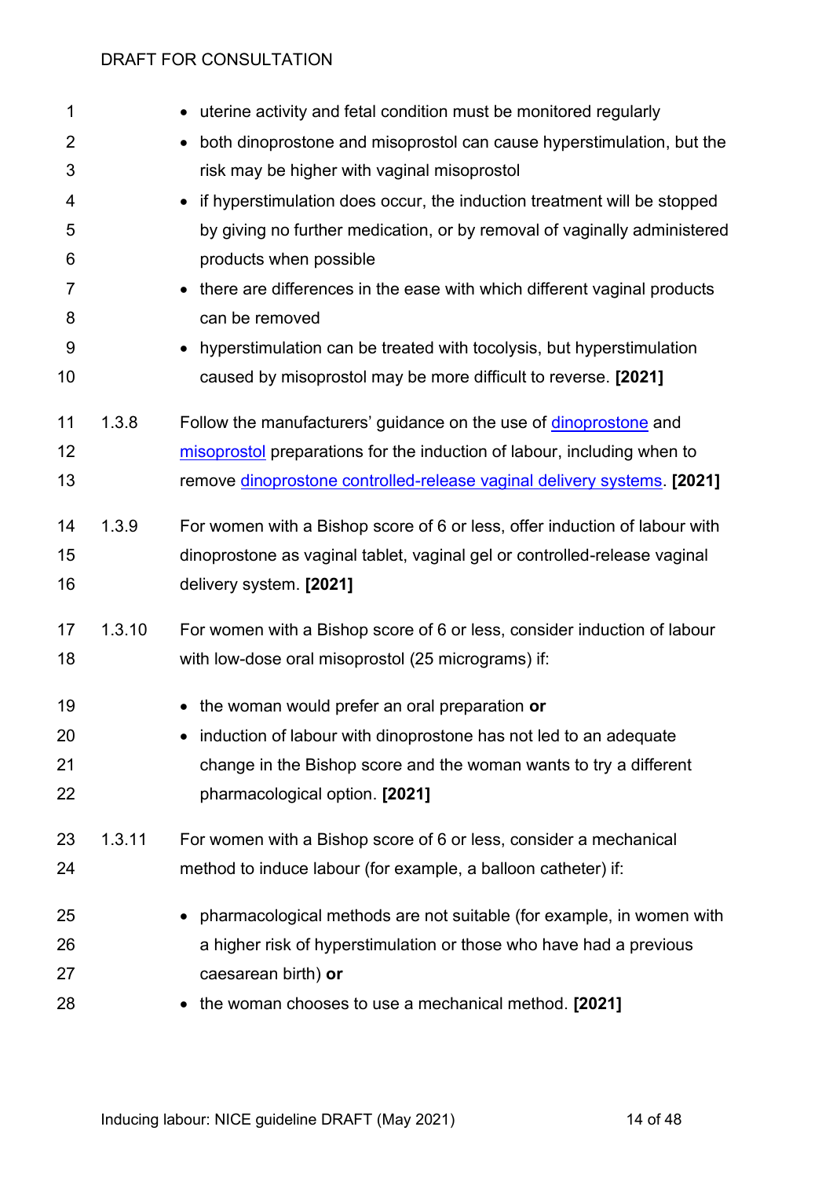- uterine activity and fetal condition must be monitored regularly
- both dinoprostone and misoprostol can cause hyperstimulation, but the risk may be higher with vaginal misoprostol
- if hyperstimulation does occur, the induction treatment will be stopped by giving no further medication, or by removal of vaginally administered products when possible
- there are differences in the ease with which different vaginal products can be removed
- hyperstimulation can be treated with tocolysis, but hyperstimulation caused by misoprostol may be more difficult to reverse. **[2021]**

1.3.8 Follow the manufacturers' guidance on the use of dinoprostone and misoprostol preparations for the induction of labour, including when to remove dinoprostone controlled-release vaginal delivery systems. **[2021]**

1.3.9 For women with a Bishop score of 6 or less, offer induction of labour with dinoprostone as vaginal tablet, vaginal gel or controlled-release vaginal delivery system. **[2021]**

1.3.10 For women with a Bishop score of 6 or less, consider induction of labour with low-dose oral misoprostol (25 micrograms) if:

- the woman would prefer an oral preparation **or**
- induction of labour with dinoprostone has not led to an adequate change in the Bishop score and the woman wants to try a different pharmacological option. **[2021]**

1.3.11 For women with a Bishop score of 6 or less, consider a mechanical method to induce labour (for example, a balloon catheter) if:

- pharmacological methods are not suitable (for example, in women with a higher risk of hyperstimulation or those who have had a previous caesarean birth) **or**
- the woman chooses to use a mechanical method. **[2021]**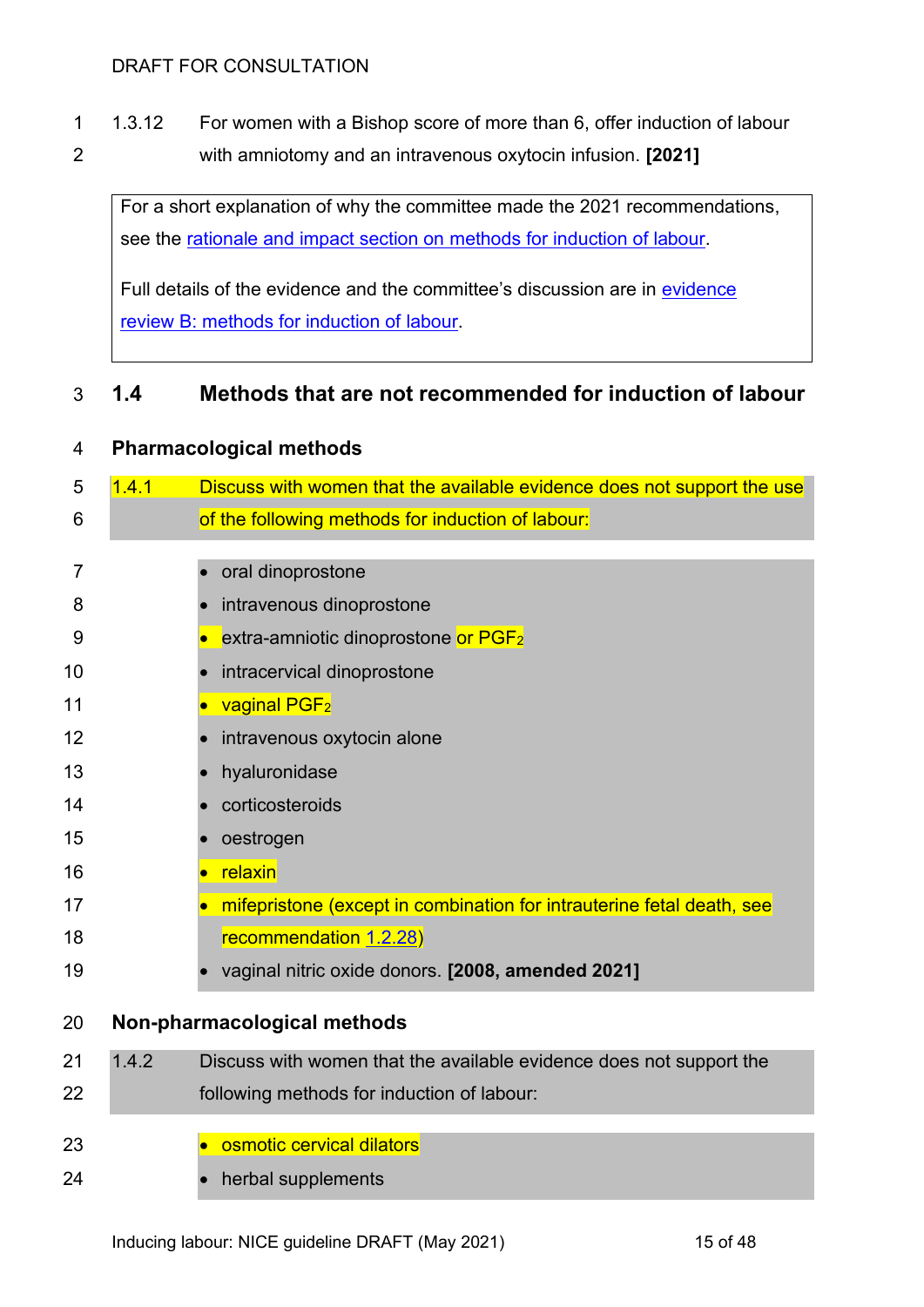1.3.12 For women with a Bishop score of more than 6, offer induction of labour with amniotomy and an intravenous oxytocin infusion. **[2021]**

For a short explanation of why the committee made the 2021 recommendations, see the rationale and impact section on methods for induction of labour.

Full details of the evidence and the committee's discussion are in evidence review B: methods for induction of labour.

## 1.4 Methods that are not recommended for induction of labour

### Pharmacological methods

1.4.1 Discuss with women that the available evidence does not support the use of the following methods for induction of labour:

- oral dinoprostone
- intravenous dinoprostone
- extra-amniotic dinoprostone or $PGF_2$
- intracervical dinoprostone
- vaginal $PGF_2$
- intravenous oxytocin alone
- hyaluronidase
- corticosteroids
- oestrogen
- relaxin
- mifepristone (except in combination for intrauterine fetal death, see recommendation 1.2.28)
- vaginal nitric oxide donors. **[2008, amended 2021]**

### Non-pharmacological methods

1.4.2 Discuss with women that the available evidence does not support the following methods for induction of labour:

- osmotic cervical dilators
- herbal supplements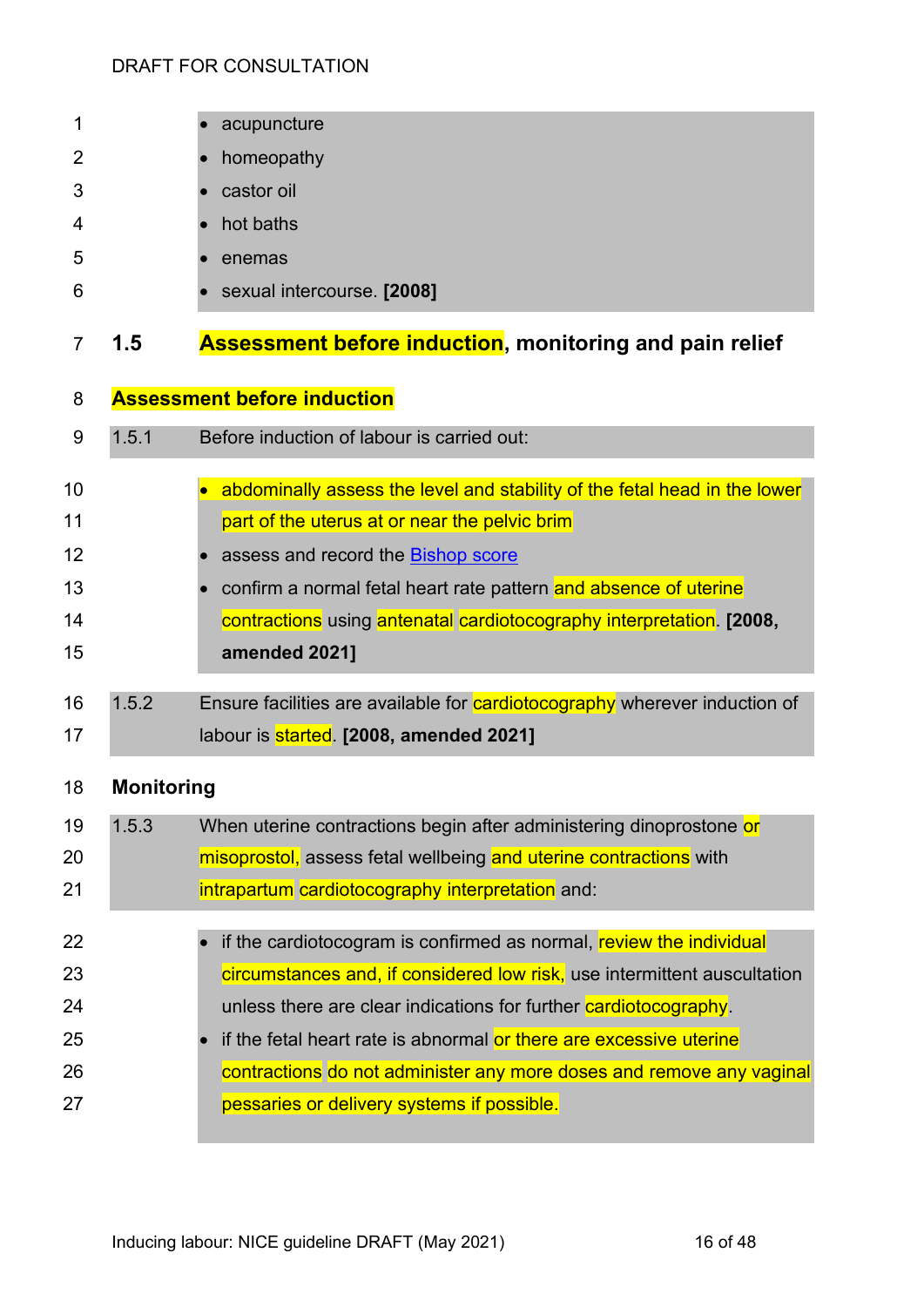- acupuncture
- homeopathy
- castor oil
- hot baths
- enemas
- sexual intercourse. **[2008]**

## 1.5 Assessment before induction, monitoring and pain relief

### Assessment before induction

1.5.1 Before induction of labour is carried out:

- abdominally assess the level and stability of the fetal head in the lower part of the uterus at or near the pelvic brim
- assess and record the Bishop score
- confirm a normal fetal heart rate pattern and absence of uterine contractions using antenatal cardiotocography interpretation. **[2008, amended 2021]**

1.5.2 Ensure facilities are available for cardiotocography wherever induction of labour is started. **[2008, amended 2021]**

### Monitoring

1.5.3 When uterine contractions begin after administering dinoprostone or misoprostol, assess fetal wellbeing and uterine contractions with intrapartum cardiotocography interpretation and:

- if the cardiotocogram is confirmed as normal, review the individual circumstances and, if considered low risk, use intermittent auscultation unless there are clear indications for further cardiotocography.
- if the fetal heart rate is abnormal or there are excessive uterine contractions do not administer any more doses and remove any vaginal pessaries or delivery systems if possible.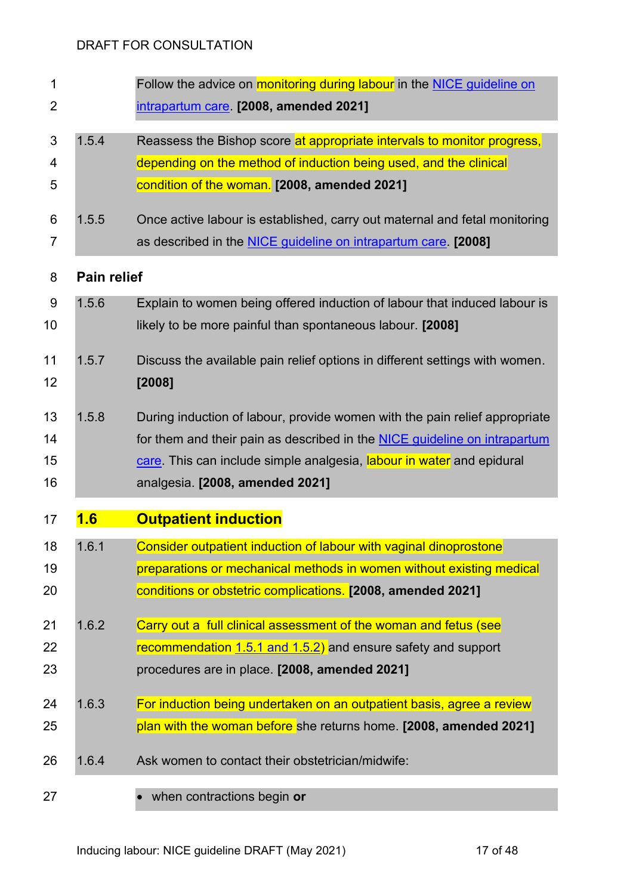Follow the advice on monitoring during labour in the NICE guideline on intrapartum care. **[2008, amended 2021]**

1.5.4 Reassess the Bishop score at appropriate intervals to monitor progress, depending on the method of induction being used, and the clinical condition of the woman. **[2008, amended 2021]**

1.5.5 Once active labour is established, carry out maternal and fetal monitoring as described in the NICE guideline on intrapartum care. **[2008]**

### Pain relief

1.5.6 Explain to women being offered induction of labour that induced labour is likely to be more painful than spontaneous labour. **[2008]**

1.5.7 Discuss the available pain relief options in different settings with women. **[2008]**

1.5.8 During induction of labour, provide women with the pain relief appropriate for them and their pain as described in the NICE guideline on intrapartum care. This can include simple analgesia, labour in water and epidural analgesia. **[2008, amended 2021]**

## 1.6 Outpatient induction

1.6.1 Consider outpatient induction of labour with vaginal dinoprostone preparations or mechanical methods in women without existing medical conditions or obstetric complications. **[2008, amended 2021]**

1.6.2 Carry out a full clinical assessment of the woman and fetus (see recommendation 1.5.1 and 1.5.2) and ensure safety and support procedures are in place. **[2008, amended 2021]**

1.6.3 For induction being undertaken on an outpatient basis, agree a review plan with the woman before she returns home. **[2008, amended 2021]**

1.6.4 Ask women to contact their obstetrician/midwife:

- when contractions begin **or**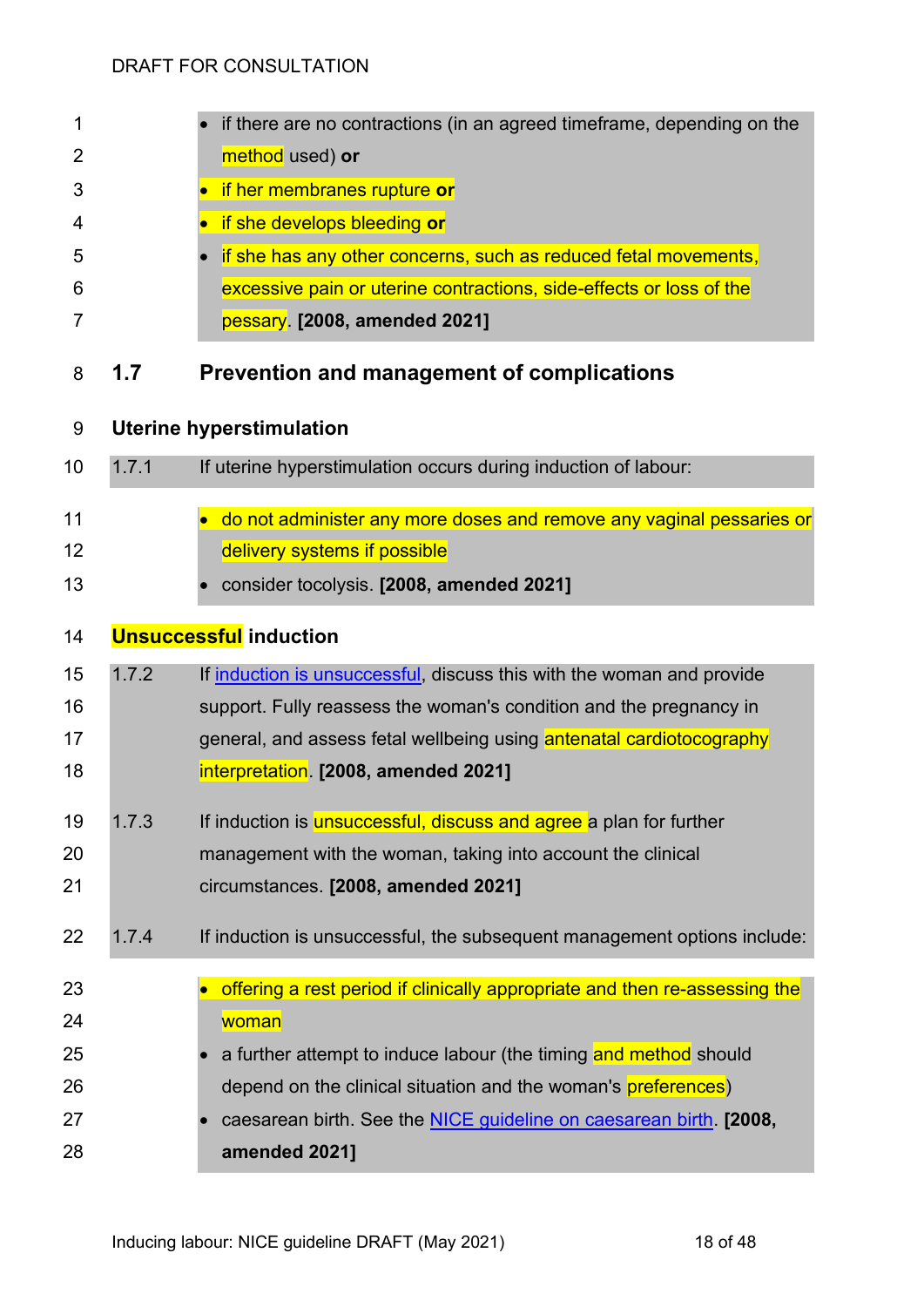- if there are no contractions (in an agreed timeframe, depending on the method used) **or**
- if her membranes rupture **or**
- if she develops bleeding **or**
- if she has any other concerns, such as reduced fetal movements, excessive pain or uterine contractions, side-effects or loss of the pessary. **[2008, amended 2021]**

## 1.7 Prevention and management of complications

### Uterine hyperstimulation

1.7.1 If uterine hyperstimulation occurs during induction of labour:

- do not administer any more doses and remove any vaginal pessaries or delivery systems if possible
- consider tocolysis. **[2008, amended 2021]**

### Unsuccessful induction

1.7.2 If induction is unsuccessful, discuss this with the woman and provide support. Fully reassess the woman's condition and the pregnancy in general, and assess fetal wellbeing using antenatal cardiotocography interpretation. **[2008, amended 2021]**

1.7.3 If induction is unsuccessful, discuss and agree a plan for further management with the woman, taking into account the clinical circumstances. **[2008, amended 2021]**

1.7.4 If induction is unsuccessful, the subsequent management options include:

- offering a rest period if clinically appropriate and then re-assessing the woman
- a further attempt to induce labour (the timing and method should depend on the clinical situation and the woman's preferences)
- caesarean birth. See the NICE guideline on caesarean birth. **[2008, amended 2021]**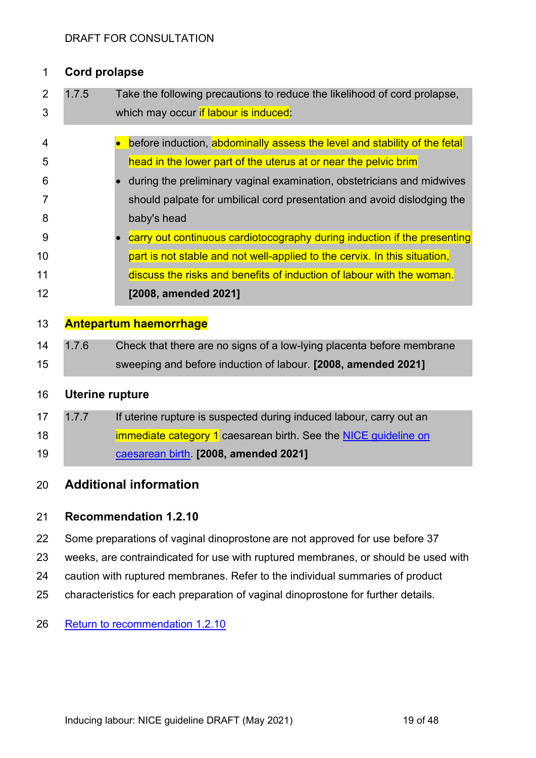DRAFT FOR CONSULTATION

### Cord prolapse

1.7.5 Take the following precautions to reduce the likelihood of cord prolapse, which may occur if labour is induced:

- before induction, abdominally assess the level and stability of the fetal head in the lower part of the uterus at or near the pelvic brim
- during the preliminary vaginal examination, obstetricians and midwives should palpate for umbilical cord presentation and avoid dislodging the baby's head
- carry out continuous cardiotocography during induction if the presenting part is not stable and not well-applied to the cervix. In this situation, discuss the risks and benefits of induction of labour with the woman.

**[2008, amended 2021]**

### Antepartum haemorrhage

1.7.6 Check that there are no signs of a low-lying placenta before membrane sweeping and before induction of labour. **[2008, amended 2021]**

### Uterine rupture

1.7.7 If uterine rupture is suspected during induced labour, carry out an immediate category 1 caesarean birth. See the NICE guideline on caesarean birth. **[2008, amended 2021]**

## Additional information

### Recommendation 1.2.10

Some preparations of vaginal dinoprostone are not approved for use before 37 weeks, are contraindicated for use with ruptured membranes, or should be used with caution with ruptured membranes. Refer to the individual summaries of product characteristics for each preparation of vaginal dinoprostone for further details.

Return to recommendation 1.2.10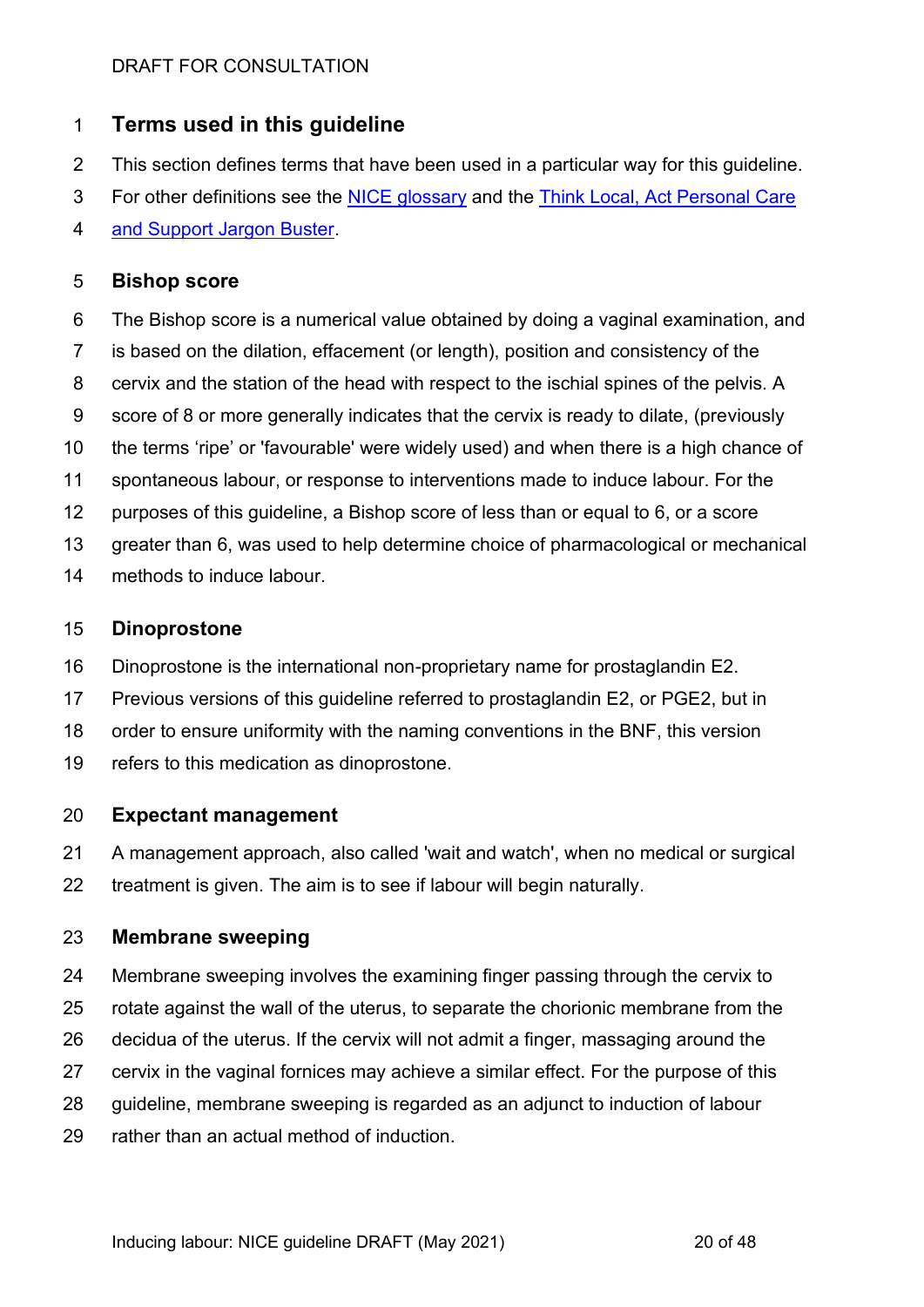## Terms used in this guideline

This section defines terms that have been used in a particular way for this guideline. For other definitions see the [NICE glossary]() and the [Think Local, Act Personal Care and Support Jargon Buster]().

### Bishop score

The Bishop score is a numerical value obtained by doing a vaginal examination, and is based on the dilation, effacement (or length), position and consistency of the cervix and the station of the head with respect to the ischial spines of the pelvis. A score of 8 or more generally indicates that the cervix is ready to dilate, (previously the terms 'ripe' or 'favourable' were widely used) and when there is a high chance of spontaneous labour, or response to interventions made to induce labour. For the purposes of this guideline, a Bishop score of less than or equal to 6, or a score greater than 6, was used to help determine choice of pharmacological or mechanical methods to induce labour.

### Dinoprostone

Dinoprostone is the international non-proprietary name for prostaglandin E2. Previous versions of this guideline referred to prostaglandin E2, or PGE2, but in order to ensure uniformity with the naming conventions in the BNF, this version refers to this medication as dinoprostone.

### Expectant management

A management approach, also called 'wait and watch', when no medical or surgical treatment is given. The aim is to see if labour will begin naturally.

### Membrane sweeping

Membrane sweeping involves the examining finger passing through the cervix to rotate against the wall of the uterus, to separate the chorionic membrane from the decidua of the uterus. If the cervix will not admit a finger, massaging around the cervix in the vaginal fornices may achieve a similar effect. For the purpose of this guideline, membrane sweeping is regarded as an adjunct to induction of labour rather than an actual method of induction.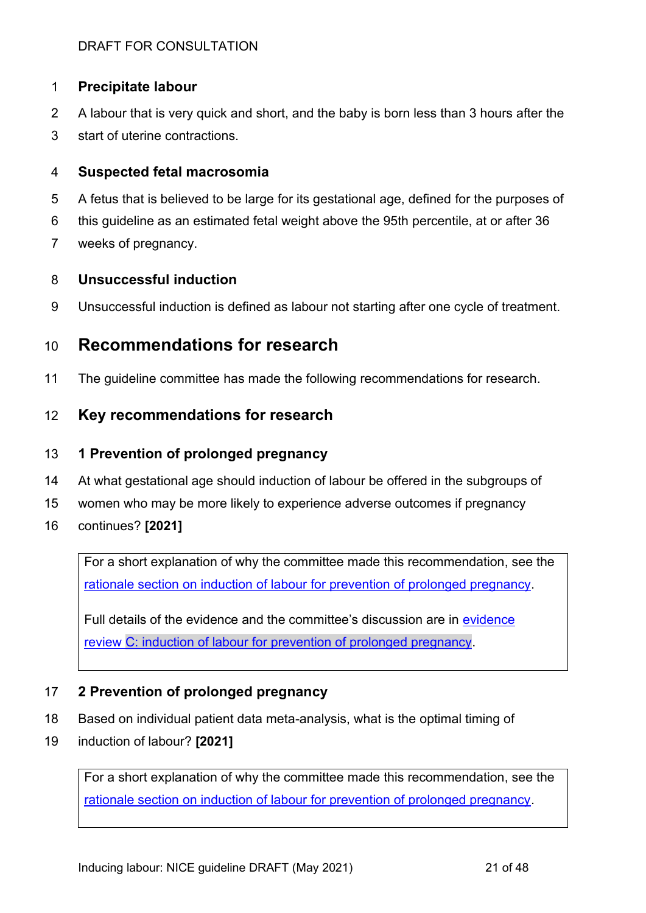**Precipitate labour**

A labour that is very quick and short, and the baby is born less than 3 hours after the start of uterine contractions.

**Suspected fetal macrosomia**

A fetus that is believed to be large for its gestational age, defined for the purposes of this guideline as an estimated fetal weight above the 95th percentile, at or after 36 weeks of pregnancy.

**Unsuccessful induction**

Unsuccessful induction is defined as labour not starting after one cycle of treatment.

# Recommendations for research

The guideline committee has made the following recommendations for research.

## Key recommendations for research

### 1 Prevention of prolonged pregnancy

At what gestational age should induction of labour be offered in the subgroups of women who may be more likely to experience adverse outcomes if pregnancy continues? **[2021]**

> For a short explanation of why the committee made this recommendation, see the rationale section on induction of labour for prevention of prolonged pregnancy.
>
> Full details of the evidence and the committee's discussion are in evidence review C: induction of labour for prevention of prolonged pregnancy.

### 2 Prevention of prolonged pregnancy

Based on individual patient data meta-analysis, what is the optimal timing of induction of labour? **[2021]**

> For a short explanation of why the committee made this recommendation, see the rationale section on induction of labour for prevention of prolonged pregnancy.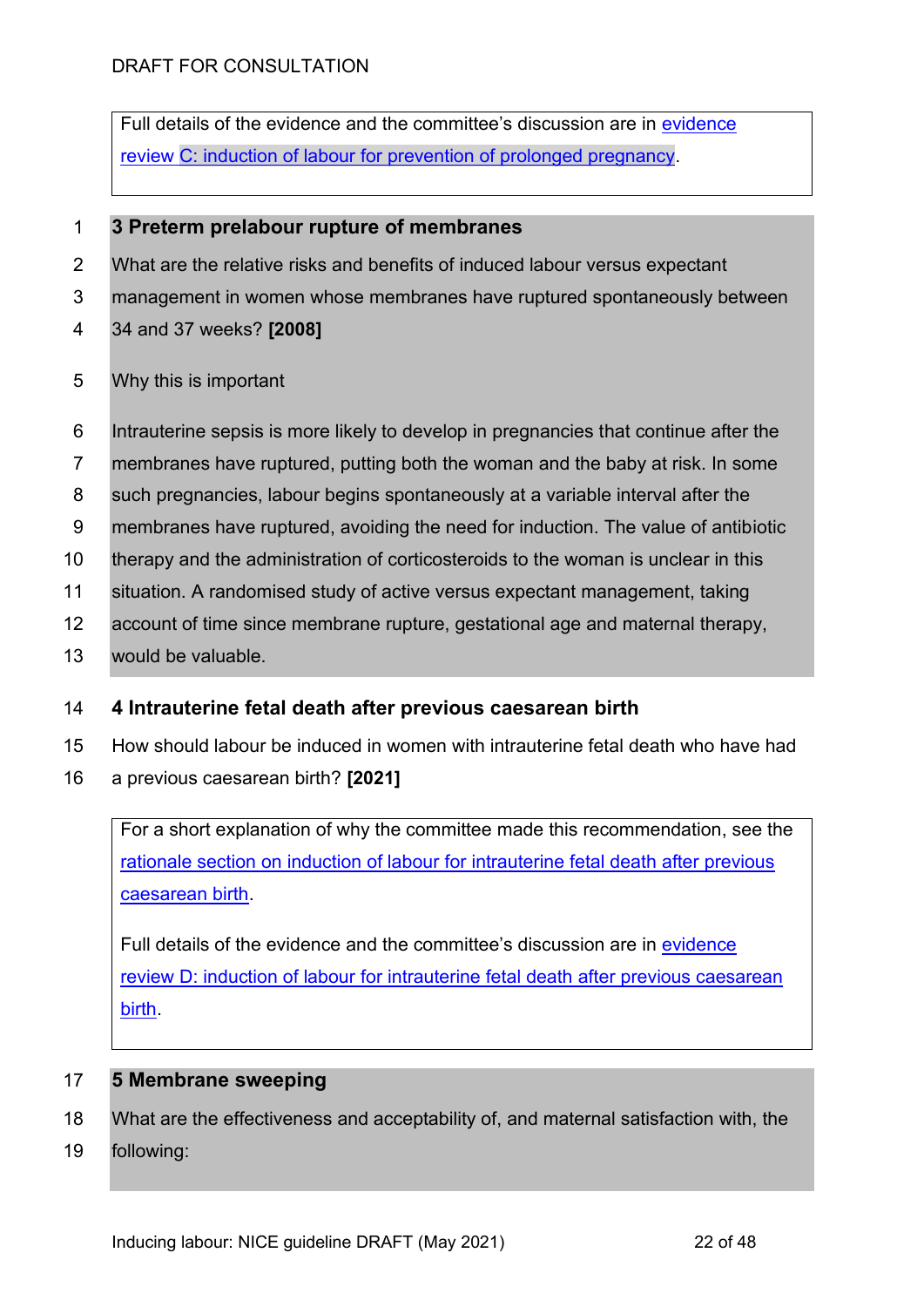Full details of the evidence and the committee's discussion are in evidence review C: induction of labour for prevention of prolonged pregnancy.

### 3 Preterm prelabour rupture of membranes

What are the relative risks and benefits of induced labour versus expectant management in women whose membranes have ruptured spontaneously between 34 and 37 weeks? **[2008]**

Why this is important

Intrauterine sepsis is more likely to develop in pregnancies that continue after the membranes have ruptured, putting both the woman and the baby at risk. In some such pregnancies, labour begins spontaneously at a variable interval after the membranes have ruptured, avoiding the need for induction. The value of antibiotic therapy and the administration of corticosteroids to the woman is unclear in this situation. A randomised study of active versus expectant management, taking account of time since membrane rupture, gestational age and maternal therapy, would be valuable.

### 4 Intrauterine fetal death after previous caesarean birth

How should labour be induced in women with intrauterine fetal death who have had a previous caesarean birth? **[2021]**

For a short explanation of why the committee made this recommendation, see the rationale section on induction of labour for intrauterine fetal death after previous caesarean birth.

Full details of the evidence and the committee's discussion are in evidence review D: induction of labour for intrauterine fetal death after previous caesarean birth.

### 5 Membrane sweeping

What are the effectiveness and acceptability of, and maternal satisfaction with, the following: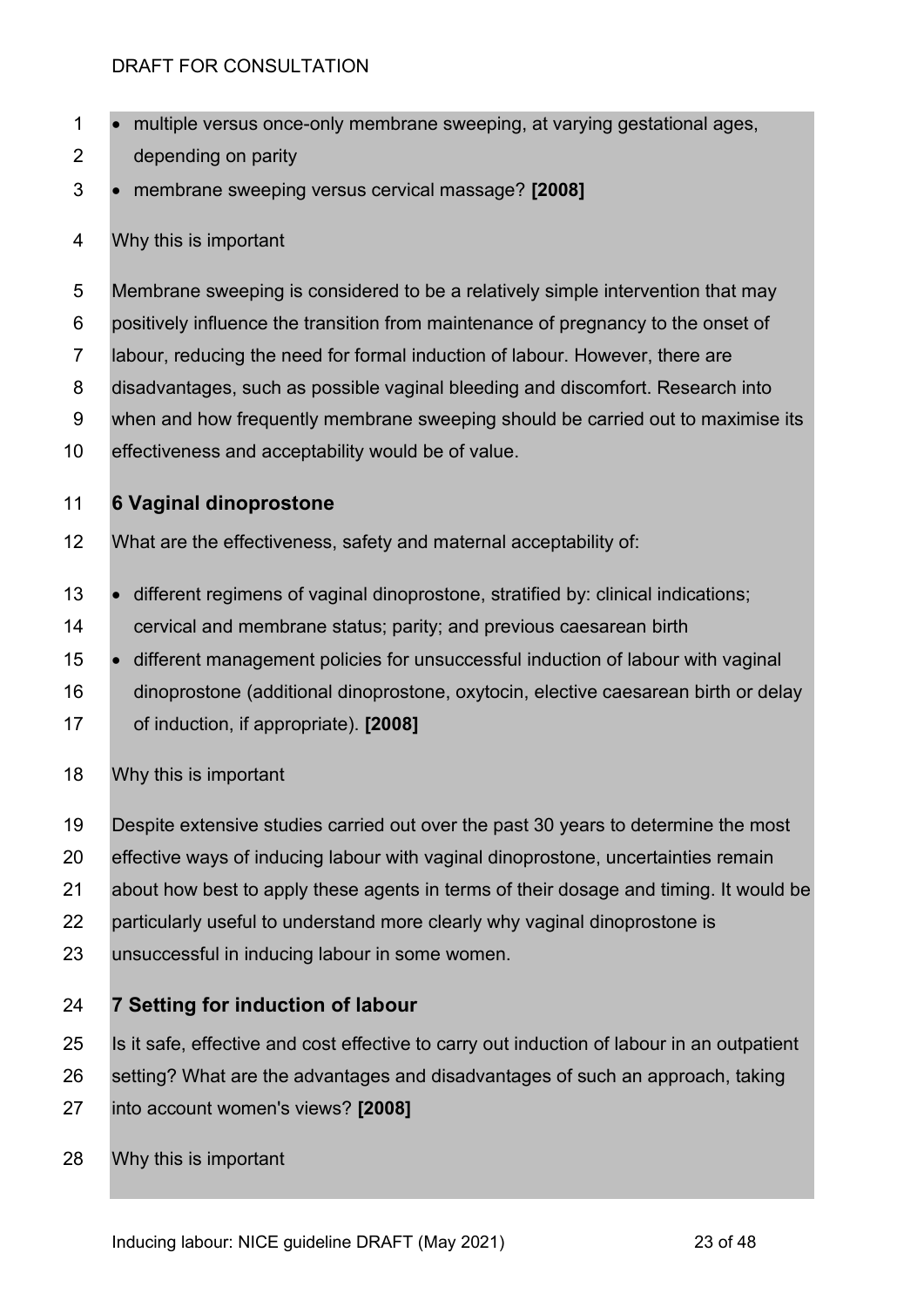- multiple versus once-only membrane sweeping, at varying gestational ages, depending on parity
- membrane sweeping versus cervical massage? **[2008]**

Why this is important

Membrane sweeping is considered to be a relatively simple intervention that may positively influence the transition from maintenance of pregnancy to the onset of labour, reducing the need for formal induction of labour. However, there are disadvantages, such as possible vaginal bleeding and discomfort. Research into when and how frequently membrane sweeping should be carried out to maximise its effectiveness and acceptability would be of value.

### 6 Vaginal dinoprostone

What are the effectiveness, safety and maternal acceptability of:

- different regimens of vaginal dinoprostone, stratified by: clinical indications; cervical and membrane status; parity; and previous caesarean birth
- different management policies for unsuccessful induction of labour with vaginal dinoprostone (additional dinoprostone, oxytocin, elective caesarean birth or delay of induction, if appropriate). **[2008]**

Why this is important

Despite extensive studies carried out over the past 30 years to determine the most effective ways of inducing labour with vaginal dinoprostone, uncertainties remain about how best to apply these agents in terms of their dosage and timing. It would be particularly useful to understand more clearly why vaginal dinoprostone is unsuccessful in inducing labour in some women.

### 7 Setting for induction of labour

Is it safe, effective and cost effective to carry out induction of labour in an outpatient setting? What are the advantages and disadvantages of such an approach, taking into account women's views? **[2008]**

Why this is important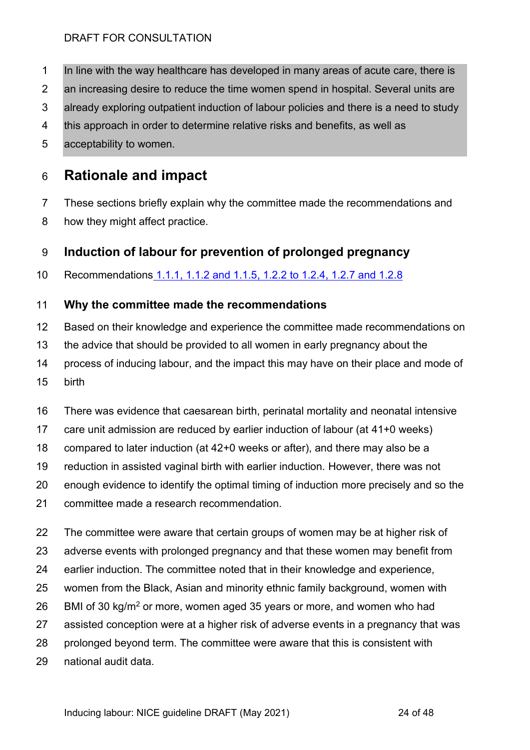In line with the way healthcare has developed in many areas of acute care, there is an increasing desire to reduce the time women spend in hospital. Several units are already exploring outpatient induction of labour policies and there is a need to study this approach in order to determine relative risks and benefits, as well as acceptability to women.

## Rationale and impact

These sections briefly explain why the committee made the recommendations and how they might affect practice.

### Induction of labour for prevention of prolonged pregnancy

Recommendations 1.1.1, 1.1.2 and 1.1.5, 1.2.2 to 1.2.4, 1.2.7 and 1.2.8

#### Why the committee made the recommendations

Based on their knowledge and experience the committee made recommendations on the advice that should be provided to all women in early pregnancy about the process of inducing labour, and the impact this may have on their place and mode of birth

There was evidence that caesarean birth, perinatal mortality and neonatal intensive care unit admission are reduced by earlier induction of labour (at 41+0 weeks) compared to later induction (at 42+0 weeks or after), and there may also be a reduction in assisted vaginal birth with earlier induction. However, there was not enough evidence to identify the optimal timing of induction more precisely and so the committee made a research recommendation.

The committee were aware that certain groups of women may be at higher risk of adverse events with prolonged pregnancy and that these women may benefit from earlier induction. The committee noted that in their knowledge and experience, women from the Black, Asian and minority ethnic family background, women with BMI of 30 kg/m$^2$ or more, women aged 35 years or more, and women who had assisted conception were at a higher risk of adverse events in a pregnancy that was prolonged beyond term. The committee were aware that this is consistent with national audit data.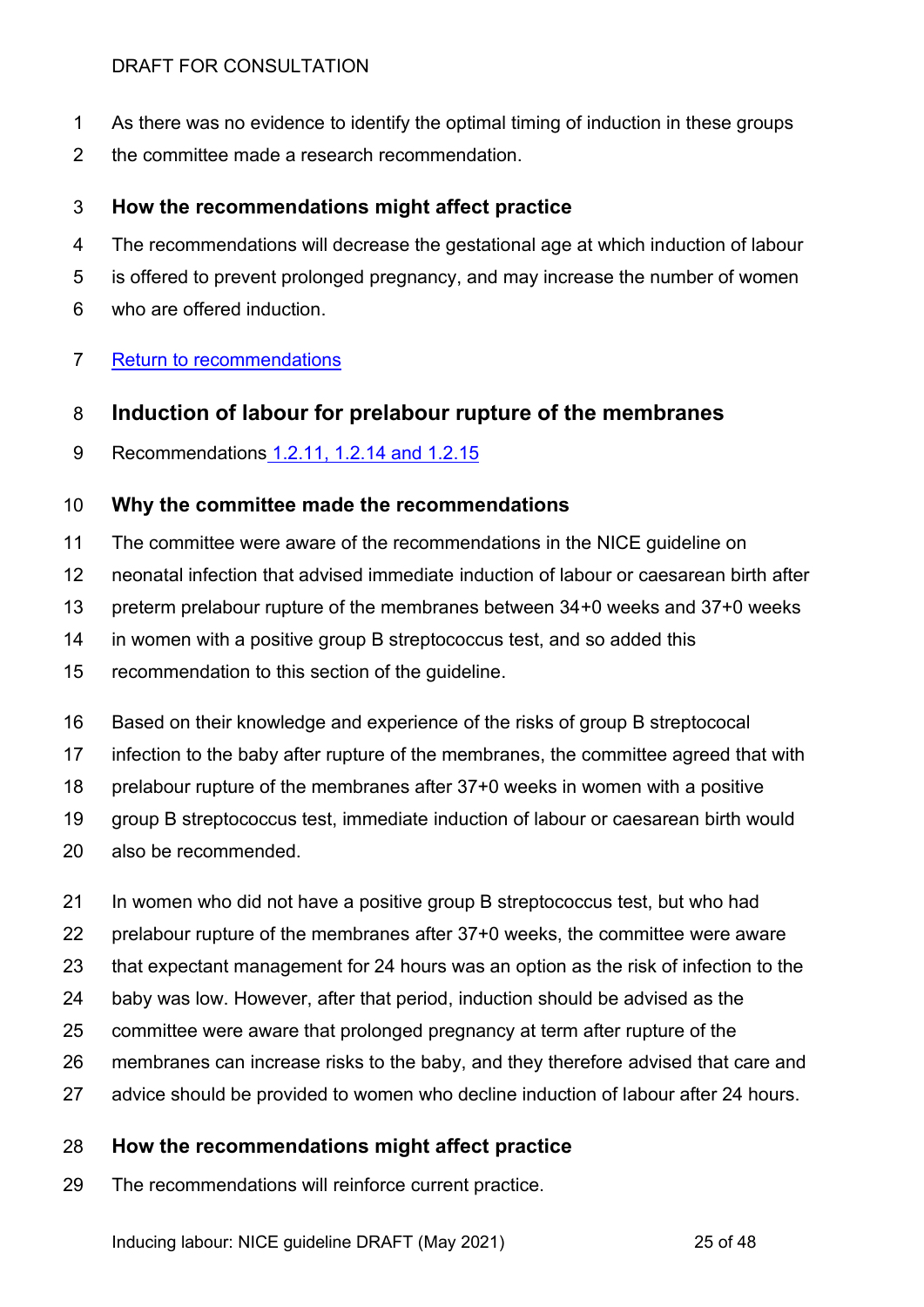As there was no evidence to identify the optimal timing of induction in these groups the committee made a research recommendation.

### How the recommendations might affect practice

The recommendations will decrease the gestational age at which induction of labour is offered to prevent prolonged pregnancy, and may increase the number of women who are offered induction.

[Return to recommendations](#)

## Induction of labour for prelabour rupture of the membranes

Recommendations [1.2.11, 1.2.14 and 1.2.15](#)

### Why the committee made the recommendations

The committee were aware of the recommendations in the NICE guideline on neonatal infection that advised immediate induction of labour or caesarean birth after preterm prelabour rupture of the membranes between 34+0 weeks and 37+0 weeks in women with a positive group B streptococcus test, and so added this recommendation to this section of the guideline.

Based on their knowledge and experience of the risks of group B streptococcal infection to the baby after rupture of the membranes, the committee agreed that with prelabour rupture of the membranes after 37+0 weeks in women with a positive group B streptococcus test, immediate induction of labour or caesarean birth would also be recommended.

In women who did not have a positive group B streptococcus test, but who had prelabour rupture of the membranes after 37+0 weeks, the committee were aware that expectant management for 24 hours was an option as the risk of infection to the baby was low. However, after that period, induction should be advised as the committee were aware that prolonged pregnancy at term after rupture of the membranes can increase risks to the baby, and they therefore advised that care and advice should be provided to women who decline induction of labour after 24 hours.

### How the recommendations might affect practice

The recommendations will reinforce current practice.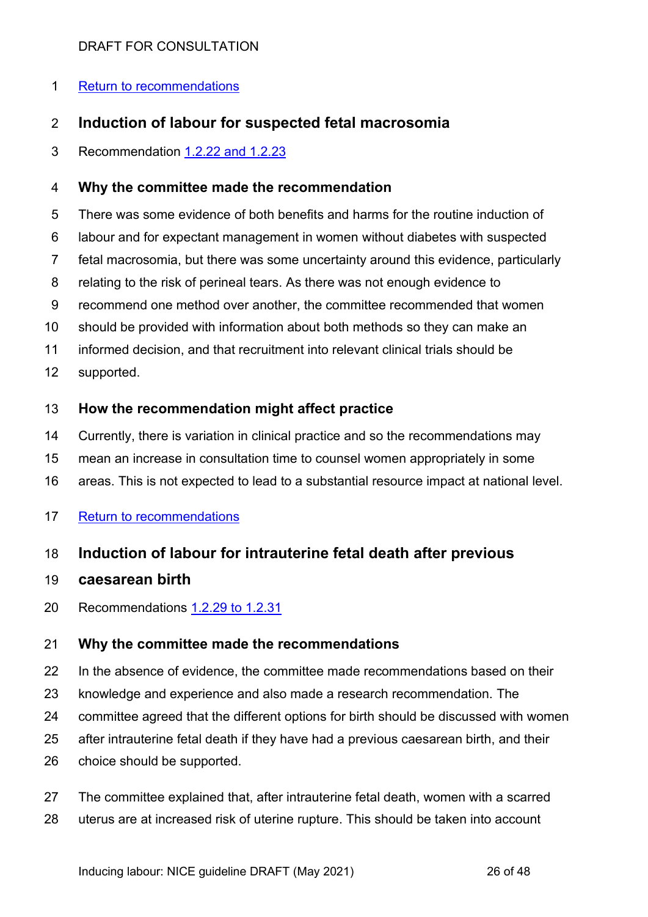[Return to recommendations]

## Induction of labour for suspected fetal macrosomia

Recommendation [1.2.22 and 1.2.23]

### Why the committee made the recommendation

There was some evidence of both benefits and harms for the routine induction of labour and for expectant management in women without diabetes with suspected fetal macrosomia, but there was some uncertainty around this evidence, particularly relating to the risk of perineal tears. As there was not enough evidence to recommend one method over another, the committee recommended that women should be provided with information about both methods so they can make an informed decision, and that recruitment into relevant clinical trials should be supported.

### How the recommendation might affect practice

Currently, there is variation in clinical practice and so the recommendations may mean an increase in consultation time to counsel women appropriately in some areas. This is not expected to lead to a substantial resource impact at national level.

[Return to recommendations]

## Induction of labour for intrauterine fetal death after previous caesarean birth

Recommendations [1.2.29 to 1.2.31]

### Why the committee made the recommendations

In the absence of evidence, the committee made recommendations based on their knowledge and experience and also made a research recommendation. The committee agreed that the different options for birth should be discussed with women after intrauterine fetal death if they have had a previous caesarean birth, and their choice should be supported.

The committee explained that, after intrauterine fetal death, women with a scarred uterus are at increased risk of uterine rupture. This should be taken into account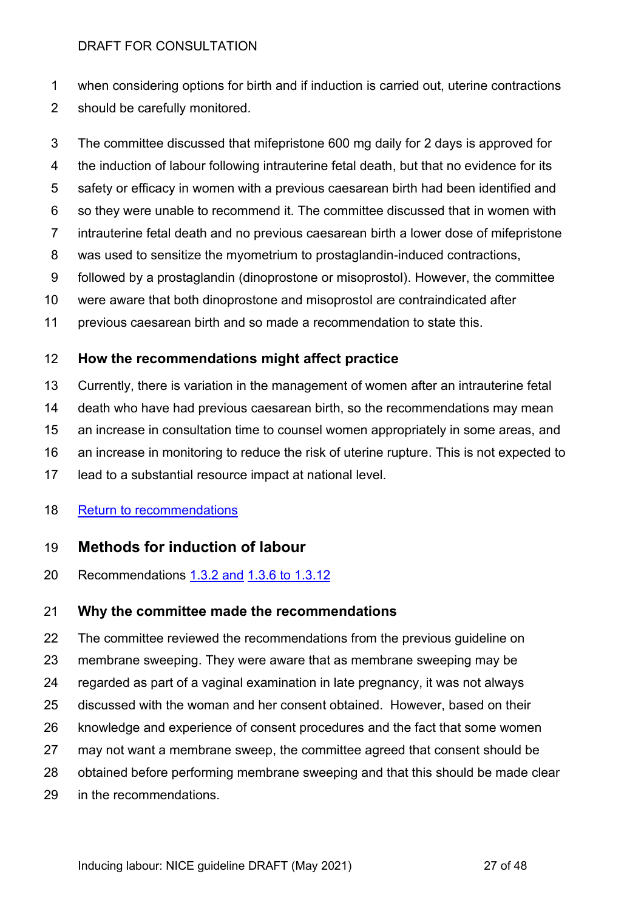when considering options for birth and if induction is carried out, uterine contractions should be carefully monitored.

The committee discussed that mifepristone 600 mg daily for 2 days is approved for the induction of labour following intrauterine fetal death, but that no evidence for its safety or efficacy in women with a previous caesarean birth had been identified and so they were unable to recommend it. The committee discussed that in women with intrauterine fetal death and no previous caesarean birth a lower dose of mifepristone was used to sensitize the myometrium to prostaglandin-induced contractions, followed by a prostaglandin (dinoprostone or misoprostol). However, the committee were aware that both dinoprostone and misoprostol are contraindicated after previous caesarean birth and so made a recommendation to state this.

### How the recommendations might affect practice

Currently, there is variation in the management of women after an intrauterine fetal death who have had previous caesarean birth, so the recommendations may mean an increase in consultation time to counsel women appropriately in some areas, and an increase in monitoring to reduce the risk of uterine rupture. This is not expected to lead to a substantial resource impact at national level.

[Return to recommendations]

## Methods for induction of labour

Recommendations [1.3.2 and] [1.3.6 to 1.3.12]

### Why the committee made the recommendations

The committee reviewed the recommendations from the previous guideline on membrane sweeping. They were aware that as membrane sweeping may be regarded as part of a vaginal examination in late pregnancy, it was not always discussed with the woman and her consent obtained. However, based on their knowledge and experience of consent procedures and the fact that some women may not want a membrane sweep, the committee agreed that consent should be obtained before performing membrane sweeping and that this should be made clear in the recommendations.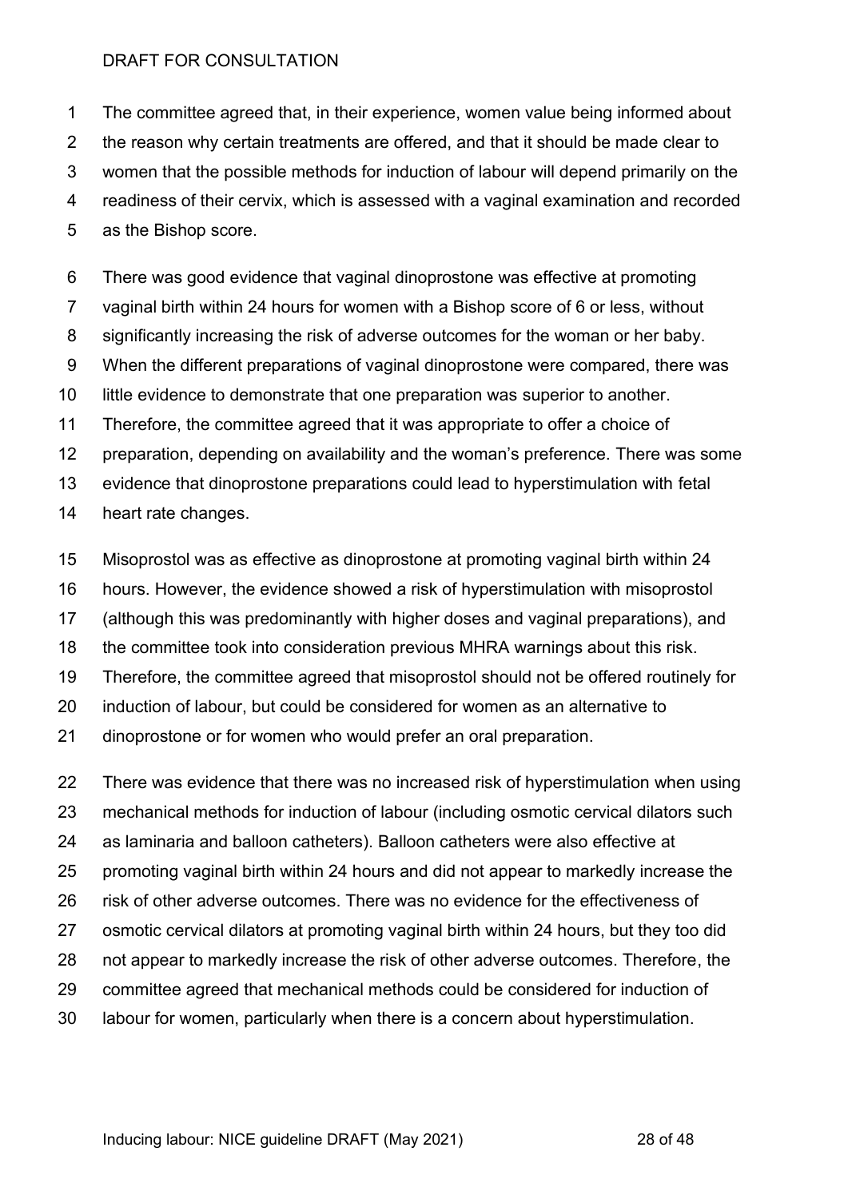The committee agreed that, in their experience, women value being informed about the reason why certain treatments are offered, and that it should be made clear to women that the possible methods for induction of labour will depend primarily on the readiness of their cervix, which is assessed with a vaginal examination and recorded as the Bishop score.

There was good evidence that vaginal dinoprostone was effective at promoting vaginal birth within 24 hours for women with a Bishop score of 6 or less, without significantly increasing the risk of adverse outcomes for the woman or her baby. When the different preparations of vaginal dinoprostone were compared, there was little evidence to demonstrate that one preparation was superior to another. Therefore, the committee agreed that it was appropriate to offer a choice of preparation, depending on availability and the woman's preference. There was some evidence that dinoprostone preparations could lead to hyperstimulation with fetal heart rate changes.

Misoprostol was as effective as dinoprostone at promoting vaginal birth within 24 hours. However, the evidence showed a risk of hyperstimulation with misoprostol (although this was predominantly with higher doses and vaginal preparations), and the committee took into consideration previous MHRA warnings about this risk. Therefore, the committee agreed that misoprostol should not be offered routinely for induction of labour, but could be considered for women as an alternative to dinoprostone or for women who would prefer an oral preparation.

There was evidence that there was no increased risk of hyperstimulation when using mechanical methods for induction of labour (including osmotic cervical dilators such as laminaria and balloon catheters). Balloon catheters were also effective at promoting vaginal birth within 24 hours and did not appear to markedly increase the risk of other adverse outcomes. There was no evidence for the effectiveness of osmotic cervical dilators at promoting vaginal birth within 24 hours, but they too did not appear to markedly increase the risk of other adverse outcomes. Therefore, the committee agreed that mechanical methods could be considered for induction of labour for women, particularly when there is a concern about hyperstimulation.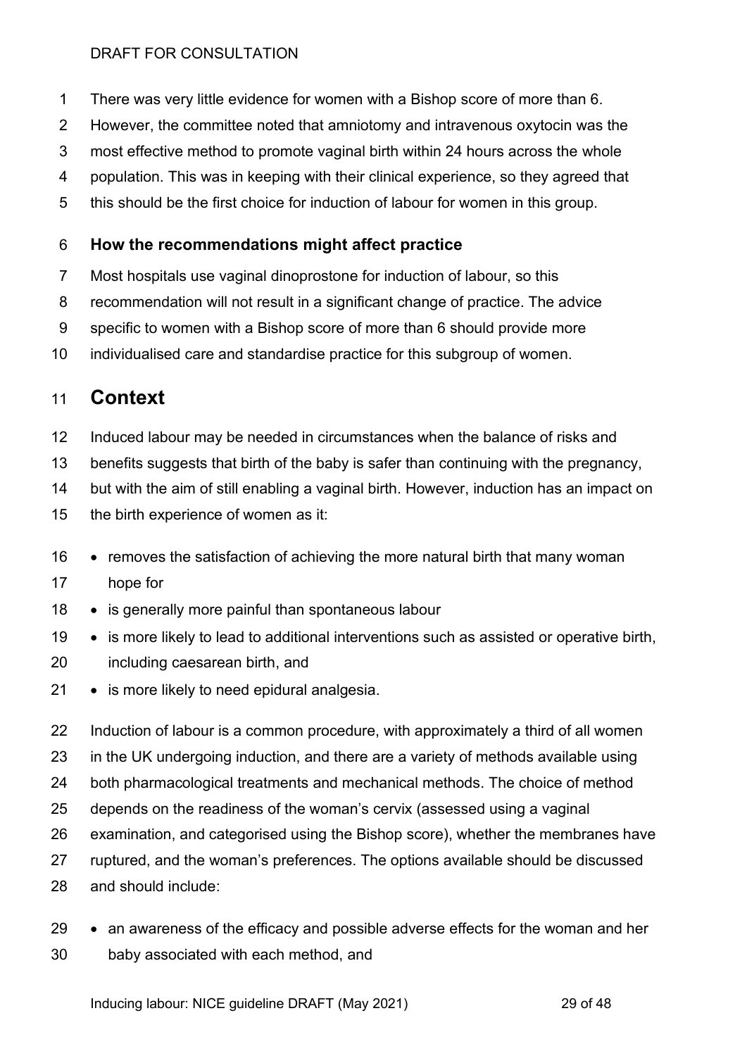There was very little evidence for women with a Bishop score of more than 6. However, the committee noted that amniotomy and intravenous oxytocin was the most effective method to promote vaginal birth within 24 hours across the whole population. This was in keeping with their clinical experience, so they agreed that this should be the first choice for induction of labour for women in this group.

### How the recommendations might affect practice

Most hospitals use vaginal dinoprostone for induction of labour, so this recommendation will not result in a significant change of practice. The advice specific to women with a Bishop score of more than 6 should provide more individualised care and standardise practice for this subgroup of women.

## Context

Induced labour may be needed in circumstances when the balance of risks and benefits suggests that birth of the baby is safer than continuing with the pregnancy, but with the aim of still enabling a vaginal birth. However, induction has an impact on the birth experience of women as it:

- removes the satisfaction of achieving the more natural birth that many woman hope for
- is generally more painful than spontaneous labour
- is more likely to lead to additional interventions such as assisted or operative birth, including caesarean birth, and
- is more likely to need epidural analgesia.

Induction of labour is a common procedure, with approximately a third of all women in the UK undergoing induction, and there are a variety of methods available using both pharmacological treatments and mechanical methods. The choice of method depends on the readiness of the woman's cervix (assessed using a vaginal examination, and categorised using the Bishop score), whether the membranes have ruptured, and the woman's preferences. The options available should be discussed and should include:

- an awareness of the efficacy and possible adverse effects for the woman and her baby associated with each method, and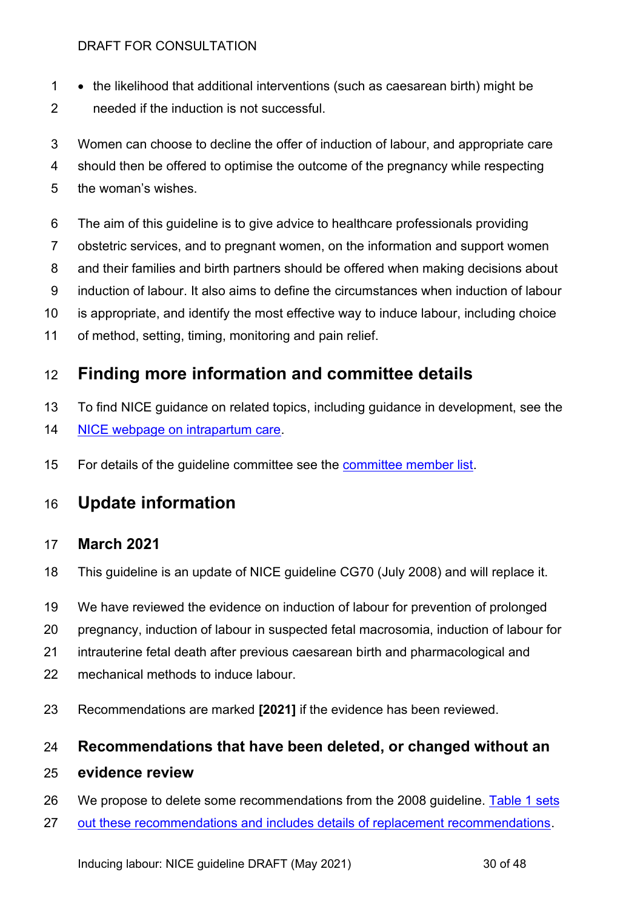- the likelihood that additional interventions (such as caesarean birth) might be needed if the induction is not successful.

Women can choose to decline the offer of induction of labour, and appropriate care should then be offered to optimise the outcome of the pregnancy while respecting the woman's wishes.

The aim of this guideline is to give advice to healthcare professionals providing obstetric services, and to pregnant women, on the information and support women and their families and birth partners should be offered when making decisions about induction of labour. It also aims to define the circumstances when induction of labour is appropriate, and identify the most effective way to induce labour, including choice of method, setting, timing, monitoring and pain relief.

## Finding more information and committee details

To find NICE guidance on related topics, including guidance in development, see the NICE webpage on intrapartum care.

For details of the guideline committee see the committee member list.

## Update information

### March 2021

This guideline is an update of NICE guideline CG70 (July 2008) and will replace it.

We have reviewed the evidence on induction of labour for prevention of prolonged pregnancy, induction of labour in suspected fetal macrosomia, induction of labour for intrauterine fetal death after previous caesarean birth and pharmacological and mechanical methods to induce labour.

Recommendations are marked **[2021]** if the evidence has been reviewed.

### Recommendations that have been deleted, or changed without an evidence review

We propose to delete some recommendations from the 2008 guideline. Table 1 sets out these recommendations and includes details of replacement recommendations.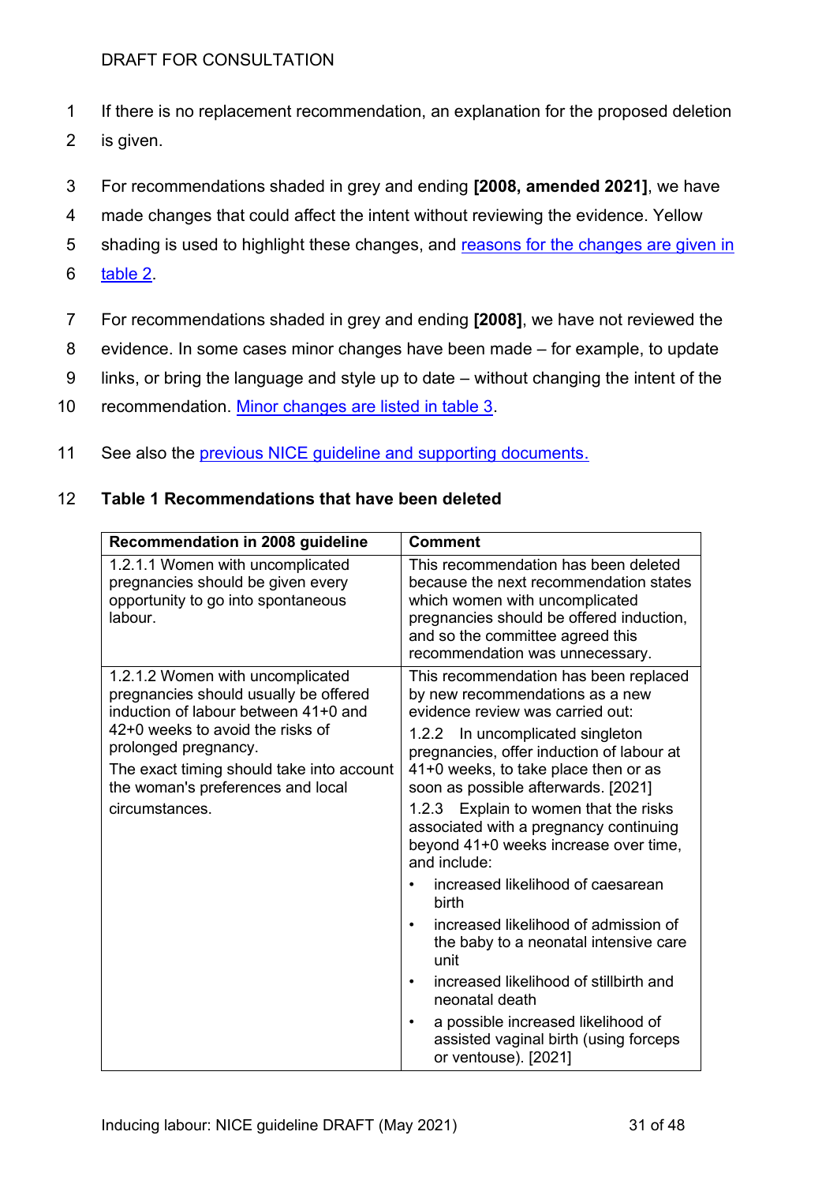If there is no replacement recommendation, an explanation for the proposed deletion is given.

For recommendations shaded in grey and ending **[2008, amended 2021]**, we have made changes that could affect the intent without reviewing the evidence. Yellow shading is used to highlight these changes, and reasons for the changes are given in table 2.

For recommendations shaded in grey and ending **[2008]**, we have not reviewed the evidence. In some cases minor changes have been made – for example, to update links, or bring the language and style up to date – without changing the intent of the recommendation. Minor changes are listed in table 3.

See also the previous NICE guideline and supporting documents.

**Table 1 Recommendations that have been deleted**

| Recommendation in 2008 guideline | Comment |
|---|---|
| 1.2.1.1 Women with uncomplicated pregnancies should be given every opportunity to go into spontaneous labour. | This recommendation has been deleted because the next recommendation states which women with uncomplicated pregnancies should be offered induction, and so the committee agreed this recommendation was unnecessary. |
| 1.2.1.2 Women with uncomplicated pregnancies should usually be offered induction of labour between 41+0 and 42+0 weeks to avoid the risks of prolonged pregnancy.<br>The exact timing should take into account the woman's preferences and local circumstances. | This recommendation has been replaced by new recommendations as a new evidence review was carried out:<br>1.2.2 In uncomplicated singleton pregnancies, offer induction of labour at 41+0 weeks, to take place then or as soon as possible afterwards. [2021]<br>1.2.3 Explain to women that the risks associated with a pregnancy continuing beyond 41+0 weeks increase over time, and include:<br>• increased likelihood of caesarean birth<br>• increased likelihood of admission of the baby to a neonatal intensive care unit<br>• increased likelihood of stillbirth and neonatal death<br>• a possible increased likelihood of assisted vaginal birth (using forceps or ventouse). [2021] |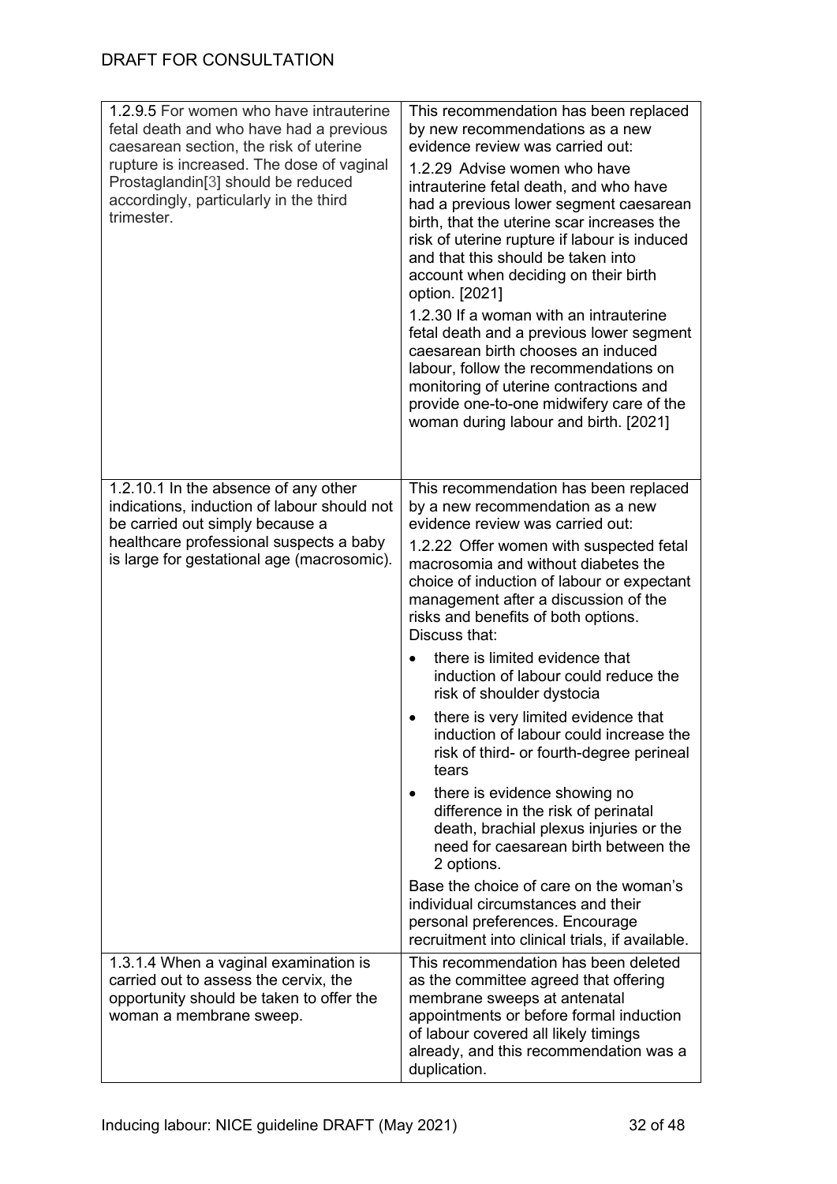| | |
|---|---|
| 1.2.9.5 For women who have intrauterine fetal death and who have had a previous caesarean section, the risk of uterine rupture is increased. The dose of vaginal Prostaglandin[3] should be reduced accordingly, particularly in the third trimester. | This recommendation has been replaced by new recommendations as a new evidence review was carried out:<br><br>1.2.29 Advise women who have intrauterine fetal death, and who have had a previous lower segment caesarean birth, that the uterine scar increases the risk of uterine rupture if labour is induced and that this should be taken into account when deciding on their birth option. [2021]<br><br>1.2.30 If a woman with an intrauterine fetal death and a previous lower segment caesarean birth chooses an induced labour, follow the recommendations on monitoring of uterine contractions and provide one-to-one midwifery care of the woman during labour and birth. [2021] |
| 1.2.10.1 In the absence of any other indications, induction of labour should not be carried out simply because a healthcare professional suspects a baby is large for gestational age (macrosomic). | This recommendation has been replaced by a new recommendation as a new evidence review was carried out:<br><br>1.2.22 Offer women with suspected fetal macrosomia and without diabetes the choice of induction of labour or expectant management after a discussion of the risks and benefits of both options. Discuss that:<br><br>• there is limited evidence that induction of labour could reduce the risk of shoulder dystocia<br><br>• there is very limited evidence that induction of labour could increase the risk of third- or fourth-degree perineal tears<br><br>• there is evidence showing no difference in the risk of perinatal death, brachial plexus injuries or the need for caesarean birth between the 2 options.<br><br>Base the choice of care on the woman's individual circumstances and their personal preferences. Encourage recruitment into clinical trials, if available. |
| 1.3.1.4 When a vaginal examination is carried out to assess the cervix, the opportunity should be taken to offer the woman a membrane sweep. | This recommendation has been deleted as the committee agreed that offering membrane sweeps at antenatal appointments or before formal induction of labour covered all likely timings already, and this recommendation was a duplication. |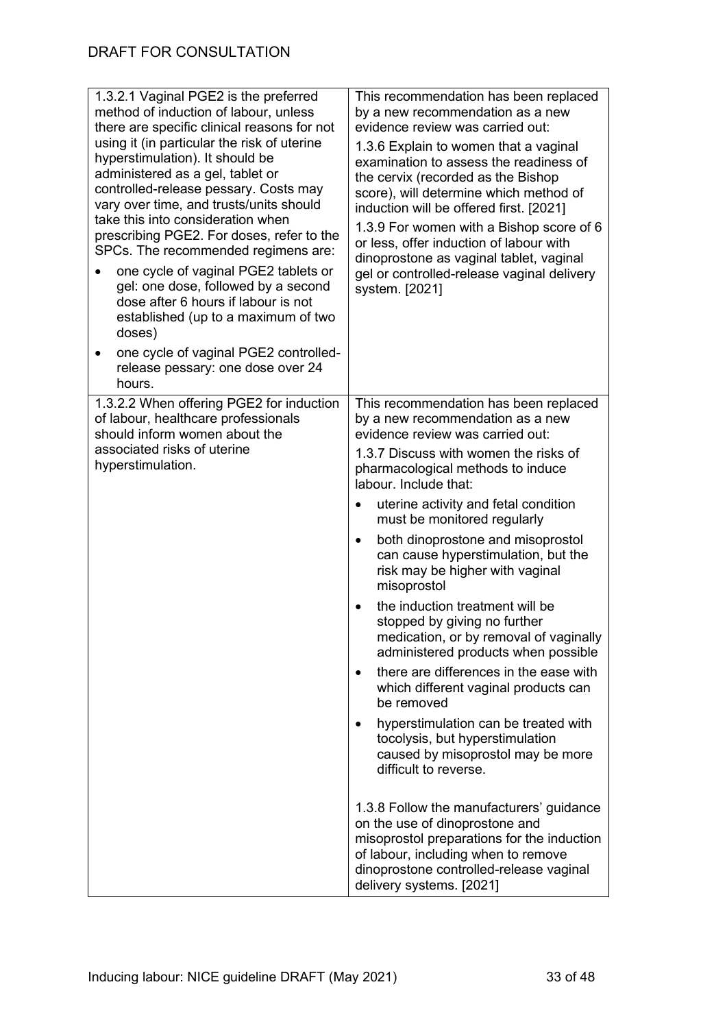| | |
|---|---|
| 1.3.2.1 Vaginal PGE2 is the preferred method of induction of labour, unless there are specific clinical reasons for not using it (in particular the risk of uterine hyperstimulation). It should be administered as a gel, tablet or controlled-release pessary. Costs may vary over time, and trusts/units should take this into consideration when prescribing PGE2. For doses, refer to the SPCs. The recommended regimens are:<br>• one cycle of vaginal PGE2 tablets or gel: one dose, followed by a second dose after 6 hours if labour is not established (up to a maximum of two doses)<br>• one cycle of vaginal PGE2 controlled-release pessary: one dose over 24 hours. | This recommendation has been replaced by a new recommendation as a new evidence review was carried out:<br>1.3.6 Explain to women that a vaginal examination to assess the readiness of the cervix (recorded as the Bishop score), will determine which method of induction will be offered first. [2021]<br>1.3.9 For women with a Bishop score of 6 or less, offer induction of labour with dinoprostone as vaginal tablet, vaginal gel or controlled-release vaginal delivery system. [2021] |
| 1.3.2.2 When offering PGE2 for induction of labour, healthcare professionals should inform women about the associated risks of uterine hyperstimulation. | This recommendation has been replaced by a new recommendation as a new evidence review was carried out:<br>1.3.7 Discuss with women the risks of pharmacological methods to induce labour. Include that:<br>• uterine activity and fetal condition must be monitored regularly<br>• both dinoprostone and misoprostol can cause hyperstimulation, but the risk may be higher with vaginal misoprostol<br>• the induction treatment will be stopped by giving no further medication, or by removal of vaginally administered products when possible<br>• there are differences in the ease with which different vaginal products can be removed<br>• hyperstimulation can be treated with tocolysis, but hyperstimulation caused by misoprostol may be more difficult to reverse.<br><br>1.3.8 Follow the manufacturers' guidance on the use of dinoprostone and misoprostol preparations for the induction of labour, including when to remove dinoprostone controlled-release vaginal delivery systems. [2021] |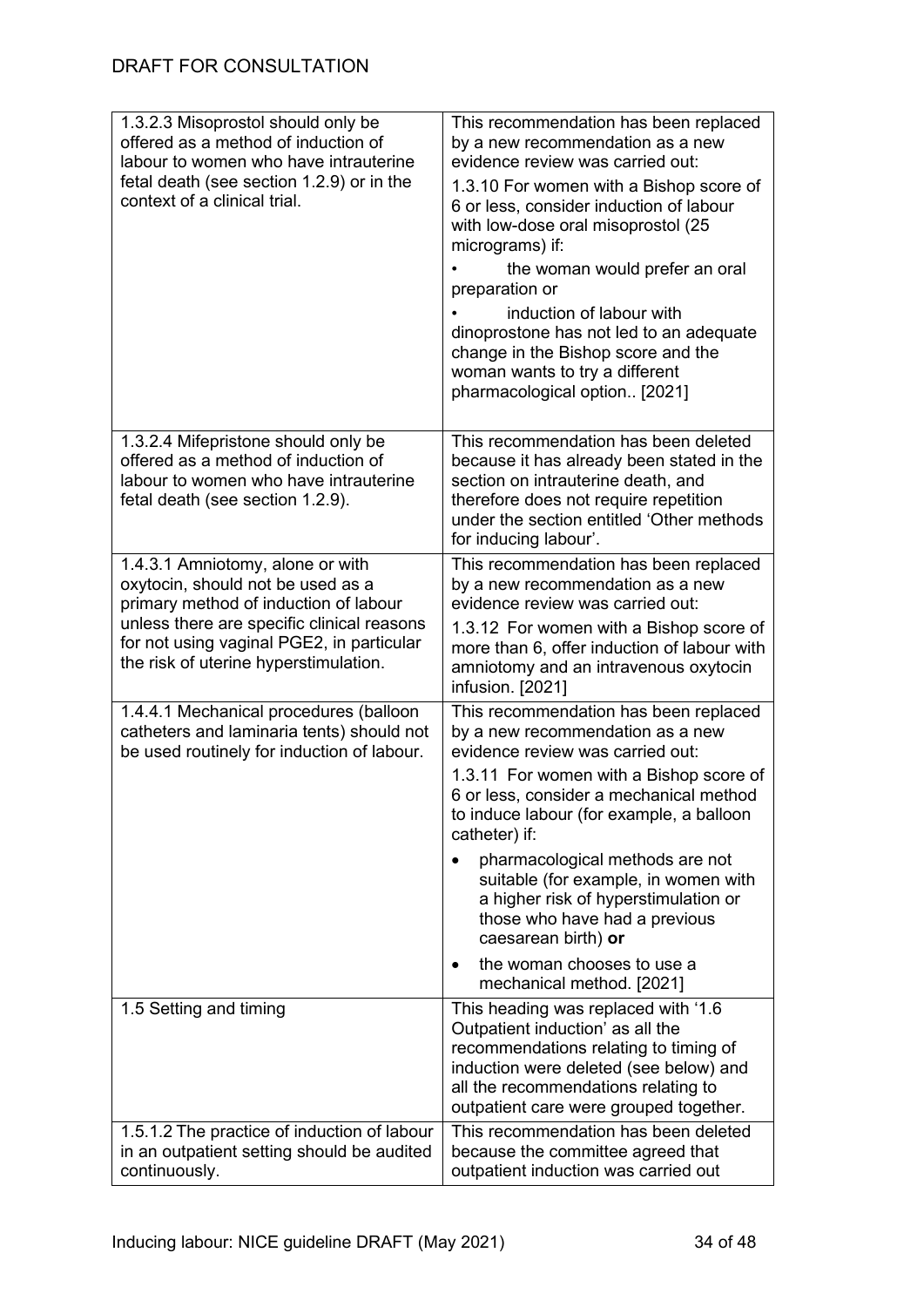DRAFT FOR CONSULTATION

| | |
|---|---|
| 1.3.2.3 Misoprostol should only be offered as a method of induction of labour to women who have intrauterine fetal death (see section 1.2.9) or in the context of a clinical trial. | This recommendation has been replaced by a new recommendation as a new evidence review was carried out:<br><br>1.3.10 For women with a Bishop score of 6 or less, consider induction of labour with low-dose oral misoprostol (25 micrograms) if:<br><br>• the woman would prefer an oral preparation or<br><br>• induction of labour with dinoprostone has not led to an adequate change in the Bishop score and the woman wants to try a different pharmacological option.. [2021] |
| 1.3.2.4 Mifepristone should only be offered as a method of induction of labour to women who have intrauterine fetal death (see section 1.2.9). | This recommendation has been deleted because it has already been stated in the section on intrauterine death, and therefore does not require repetition under the section entitled 'Other methods for inducing labour'. |
| 1.4.3.1 Amniotomy, alone or with oxytocin, should not be used as a primary method of induction of labour unless there are specific clinical reasons for not using vaginal PGE2, in particular the risk of uterine hyperstimulation. | This recommendation has been replaced by a new recommendation as a new evidence review was carried out:<br><br>1.3.12 For women with a Bishop score of more than 6, offer induction of labour with amniotomy and an intravenous oxytocin infusion. [2021] |
| 1.4.4.1 Mechanical procedures (balloon catheters and laminaria tents) should not be used routinely for induction of labour. | This recommendation has been replaced by a new recommendation as a new evidence review was carried out:<br><br>1.3.11 For women with a Bishop score of 6 or less, consider a mechanical method to induce labour (for example, a balloon catheter) if:<br><br>• pharmacological methods are not suitable (for example, in women with a higher risk of hyperstimulation or those who have had a previous caesarean birth) **or**<br><br>• the woman chooses to use a mechanical method. [2021] |
| 1.5 Setting and timing | This heading was replaced with '1.6 Outpatient induction' as all the recommendations relating to timing of induction were deleted (see below) and all the recommendations relating to outpatient care were grouped together. |
| 1.5.1.2 The practice of induction of labour in an outpatient setting should be audited continuously. | This recommendation has been deleted because the committee agreed that outpatient induction was carried out |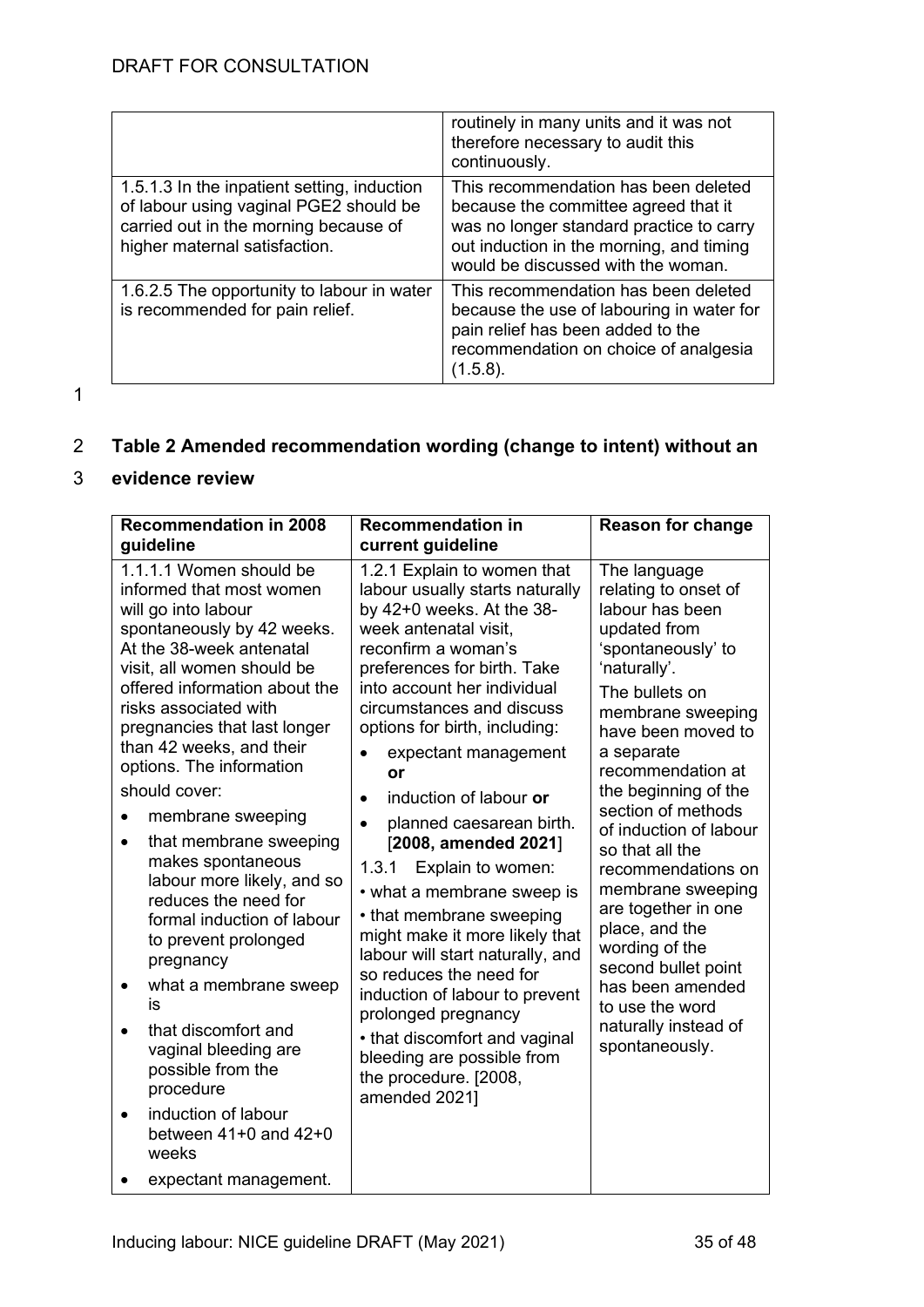| | |
|---|---|
| | routinely in many units and it was not therefore necessary to audit this continuously. |
| 1.5.1.3 In the inpatient setting, induction of labour using vaginal PGE2 should be carried out in the morning because of higher maternal satisfaction. | This recommendation has been deleted because the committee agreed that it was no longer standard practice to carry out induction in the morning, and timing would be discussed with the woman. |
| 1.6.2.5 The opportunity to labour in water is recommended for pain relief. | This recommendation has been deleted because the use of labouring in water for pain relief has been added to the recommendation on choice of analgesia (1.5.8). |

**Table 2 Amended recommendation wording (change to intent) without an evidence review**

| Recommendation in 2008 guideline | Recommendation in current guideline | Reason for change |
|---|---|---|
| 1.1.1.1 Women should be informed that most women will go into labour spontaneously by 42 weeks. At the 38-week antenatal visit, all women should be offered information about the risks associated with pregnancies that last longer than 42 weeks, and their options. The information should cover:<br>• membrane sweeping<br>• that membrane sweeping makes spontaneous labour more likely, and so reduces the need for formal induction of labour to prevent prolonged pregnancy<br>• what a membrane sweep is<br>• that discomfort and vaginal bleeding are possible from the procedure<br>• induction of labour between 41+0 and 42+0 weeks<br>• expectant management. | 1.2.1 Explain to women that labour usually starts naturally by 42+0 weeks. At the 38-week antenatal visit, reconfirm a woman's preferences for birth. Take into account her individual circumstances and discuss options for birth, including:<br>• expectant management **or**<br>• induction of labour **or**<br>• planned caesarean birth. [**2008, amended 2021**]<br>1.3.1 Explain to women:<br>• what a membrane sweep is<br>• that membrane sweeping might make it more likely that labour will start naturally, and so reduces the need for induction of labour to prevent prolonged pregnancy<br>• that discomfort and vaginal bleeding are possible from the procedure. [2008, amended 2021] | The language relating to onset of labour has been updated from 'spontaneously' to 'naturally'.<br>The bullets on membrane sweeping have been moved to a separate recommendation at the beginning of the section of methods of induction of labour so that all the recommendations on membrane sweeping are together in one place, and the wording of the second bullet point has been amended to use the word naturally instead of spontaneously. |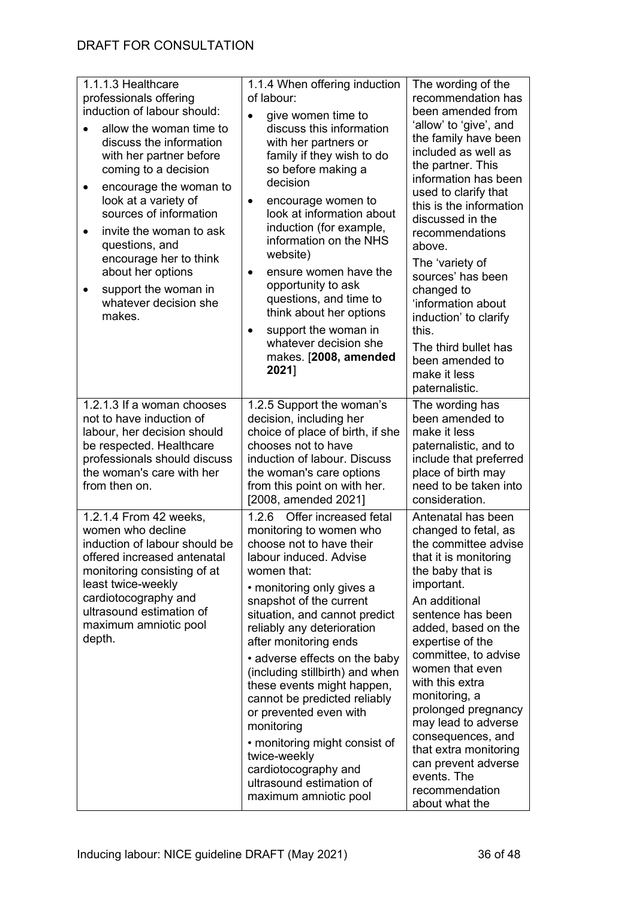| | | |
|---|---|---|
| 1.1.1.3 Healthcare professionals offering induction of labour should:<br>• allow the woman time to discuss the information with her partner before coming to a decision<br>• encourage the woman to look at a variety of sources of information<br>• invite the woman to ask questions, and encourage her to think about her options<br>• support the woman in whatever decision she makes. | 1.1.4 When offering induction of labour:<br>• give women time to discuss this information with her partners or family if they wish to do so before making a decision<br>• encourage women to look at information about induction (for example, information on the NHS website)<br>• ensure women have the opportunity to ask questions, and time to think about her options<br>• support the woman in whatever decision she makes. [**2008, amended 2021**] | The wording of the recommendation has been amended from 'allow' to 'give', and the family have been included as well as the partner. This information has been used to clarify that this is the information discussed in the recommendations above.<br>The 'variety of sources' has been changed to 'information about induction' to clarify this.<br>The third bullet has been amended to make it less paternalistic. |
| 1.2.1.3 If a woman chooses not to have induction of labour, her decision should be respected. Healthcare professionals should discuss the woman's care with her from then on. | 1.2.5 Support the woman's decision, including her choice of place of birth, if she chooses not to have induction of labour. Discuss the woman's care options from this point on with her. [2008, amended 2021] | The wording has been amended to make it less paternalistic, and to include that preferred place of birth may need to be taken into consideration. |
| 1.2.1.4 From 42 weeks, women who decline induction of labour should be offered increased antenatal monitoring consisting of at least twice-weekly cardiotocography and ultrasound estimation of maximum amniotic pool depth. | 1.2.6 Offer increased fetal monitoring to women who choose not to have their labour induced. Advise women that:<br>• monitoring only gives a snapshot of the current situation, and cannot predict reliably any deterioration after monitoring ends<br>• adverse effects on the baby (including stillbirth) and when these events might happen, cannot be predicted reliably or prevented even with monitoring<br>• monitoring might consist of twice-weekly cardiotocography and ultrasound estimation of maximum amniotic pool | Antenatal has been changed to fetal, as the committee advise that it is monitoring the baby that is important.<br>An additional sentence has been added, based on the expertise of the committee, to advise women that even with this extra monitoring, a prolonged pregnancy may lead to adverse consequences, and that extra monitoring can prevent adverse events. The recommendation about what the |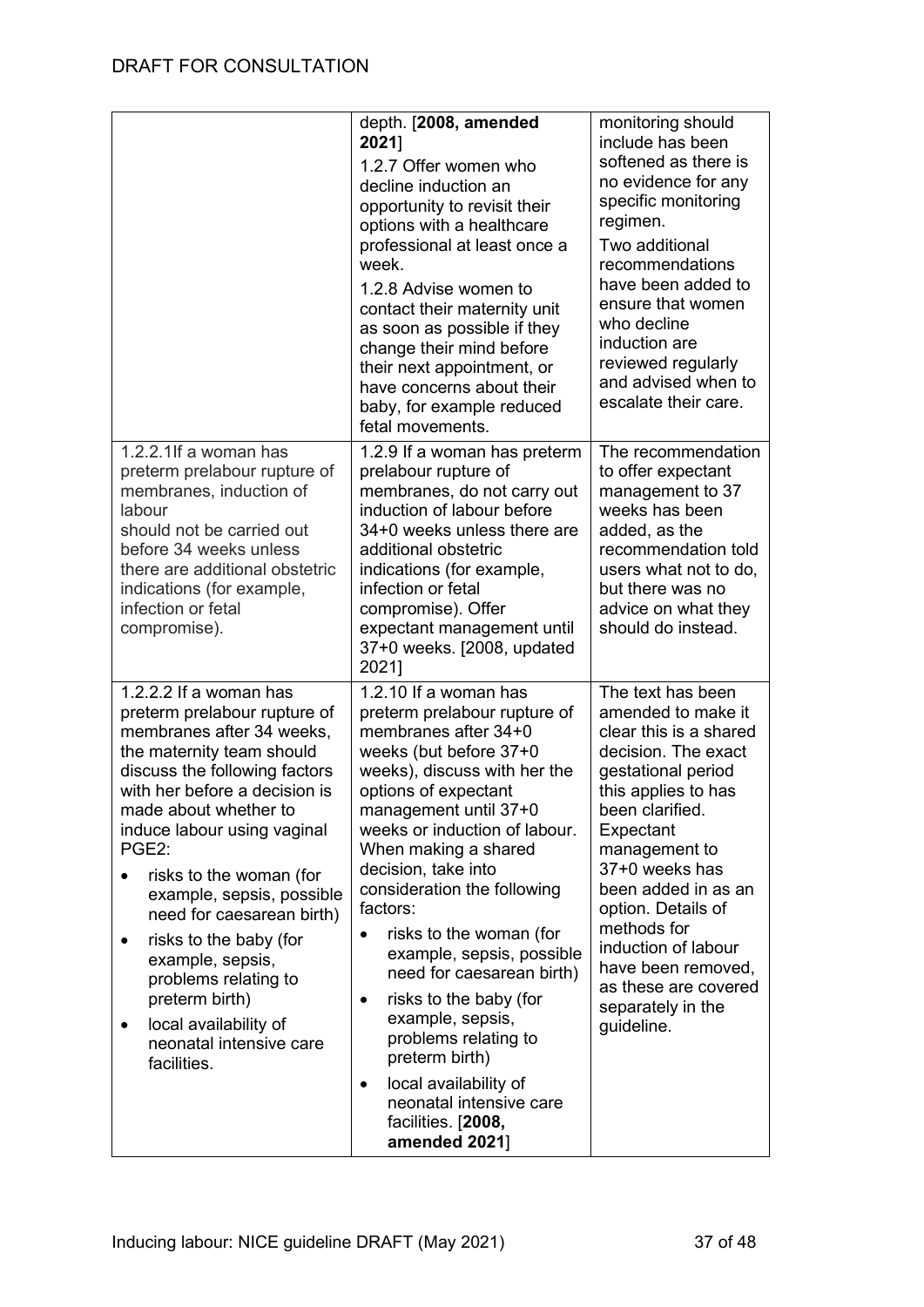| | | |
|---|---|---|
| | depth. [**2008, amended 2021**]<br>1.2.7 Offer women who decline induction an opportunity to revisit their options with a healthcare professional at least once a week.<br>1.2.8 Advise women to contact their maternity unit as soon as possible if they change their mind before their next appointment, or have concerns about their baby, for example reduced fetal movements. | monitoring should include has been softened as there is no evidence for any specific monitoring regimen.<br>Two additional recommendations have been added to ensure that women who decline induction are reviewed regularly and advised when to escalate their care. |
| 1.2.2.1If a woman has preterm prelabour rupture of membranes, induction of labour should not be carried out before 34 weeks unless there are additional obstetric indications (for example, infection or fetal compromise). | 1.2.9 If a woman has preterm prelabour rupture of membranes, do not carry out induction of labour before 34+0 weeks unless there are additional obstetric indications (for example, infection or fetal compromise). Offer expectant management until 37+0 weeks. [2008, updated 2021] | The recommendation to offer expectant management to 37 weeks has been added, as the recommendation told users what not to do, but there was no advice on what they should do instead. |
| 1.2.2.2 If a woman has preterm prelabour rupture of membranes after 34 weeks, the maternity team should discuss the following factors with her before a decision is made about whether to induce labour using vaginal PGE2:<br>• risks to the woman (for example, sepsis, possible need for caesarean birth)<br>• risks to the baby (for example, sepsis, problems relating to preterm birth)<br>• local availability of neonatal intensive care facilities. | 1.2.10 If a woman has preterm prelabour rupture of membranes after 34+0 weeks (but before 37+0 weeks), discuss with her the options of expectant management until 37+0 weeks or induction of labour. When making a shared decision, take into consideration the following factors:<br>• risks to the woman (for example, sepsis, possible need for caesarean birth)<br>• risks to the baby (for example, sepsis, problems relating to preterm birth)<br>• local availability of neonatal intensive care facilities. [**2008, amended 2021**] | The text has been amended to make it clear this is a shared decision. The exact gestational period this applies to has been clarified. Expectant management to 37+0 weeks has been added in as an option. Details of methods for induction of labour have been removed, as these are covered separately in the guideline. |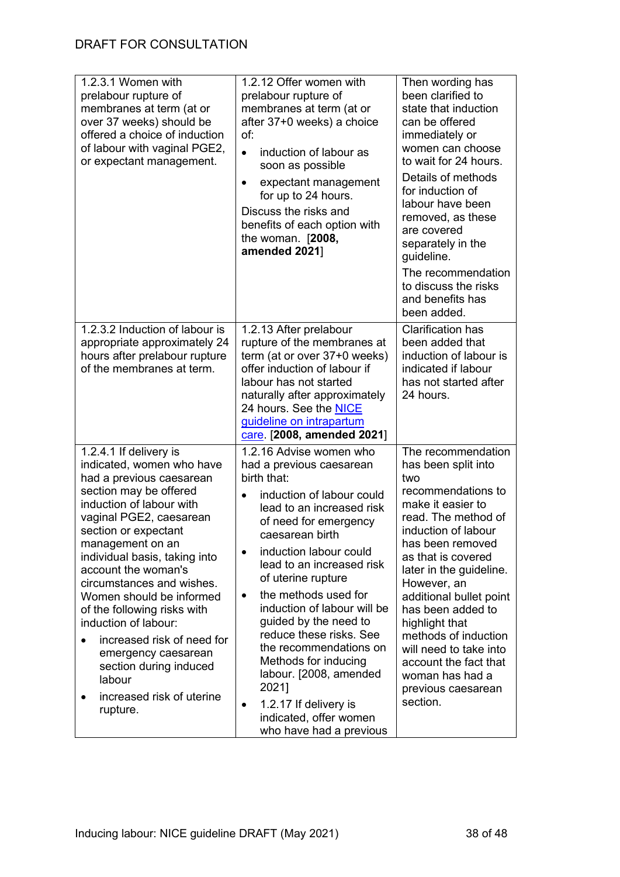DRAFT FOR CONSULTATION

| | | |
|---|---|---|
| 1.2.3.1 Women with prelabour rupture of membranes at term (at or over 37 weeks) should be offered a choice of induction of labour with vaginal PGE2, or expectant management. | 1.2.12 Offer women with prelabour rupture of membranes at term (at or after 37+0 weeks) a choice of:<br>• induction of labour as soon as possible<br>• expectant management for up to 24 hours.<br>Discuss the risks and benefits of each option with the woman. [**2008, amended 2021**] | Then wording has been clarified to state that induction can be offered immediately or women can choose to wait for 24 hours.<br>Details of methods for induction of labour have been removed, as these are covered separately in the guideline.<br>The recommendation to discuss the risks and benefits has been added. |
| 1.2.3.2 Induction of labour is appropriate approximately 24 hours after prelabour rupture of the membranes at term. | 1.2.13 After prelabour rupture of the membranes at term (at or over 37+0 weeks) offer induction of labour if labour has not started naturally after approximately 24 hours. See the NICE guideline on intrapartum care. [**2008, amended 2021**] | Clarification has been added that induction of labour is indicated if labour has not started after 24 hours. |
| 1.2.4.1 If delivery is indicated, women who have had a previous caesarean section may be offered induction of labour with vaginal PGE2, caesarean section or expectant management on an individual basis, taking into account the woman's circumstances and wishes. Women should be informed of the following risks with induction of labour:<br>• increased risk of need for emergency caesarean section during induced labour<br>• increased risk of uterine rupture. | 1.2.16 Advise women who had a previous caesarean birth that:<br>• induction of labour could lead to an increased risk of need for emergency caesarean birth<br>• induction labour could lead to an increased risk of uterine rupture<br>• the methods used for induction of labour will be guided by the need to reduce these risks. See the recommendations on Methods for inducing labour. [2008, amended 2021]<br>• 1.2.17 If delivery is indicated, offer women who have had a previous | The recommendation has been split into two recommendations to make it easier to read. The method of induction of labour has been removed as that is covered later in the guideline. However, an additional bullet point has been added to highlight that methods of induction will need to take into account the fact that woman has had a previous caesarean section. |

Inducing labour: NICE guideline DRAFT (May 2021)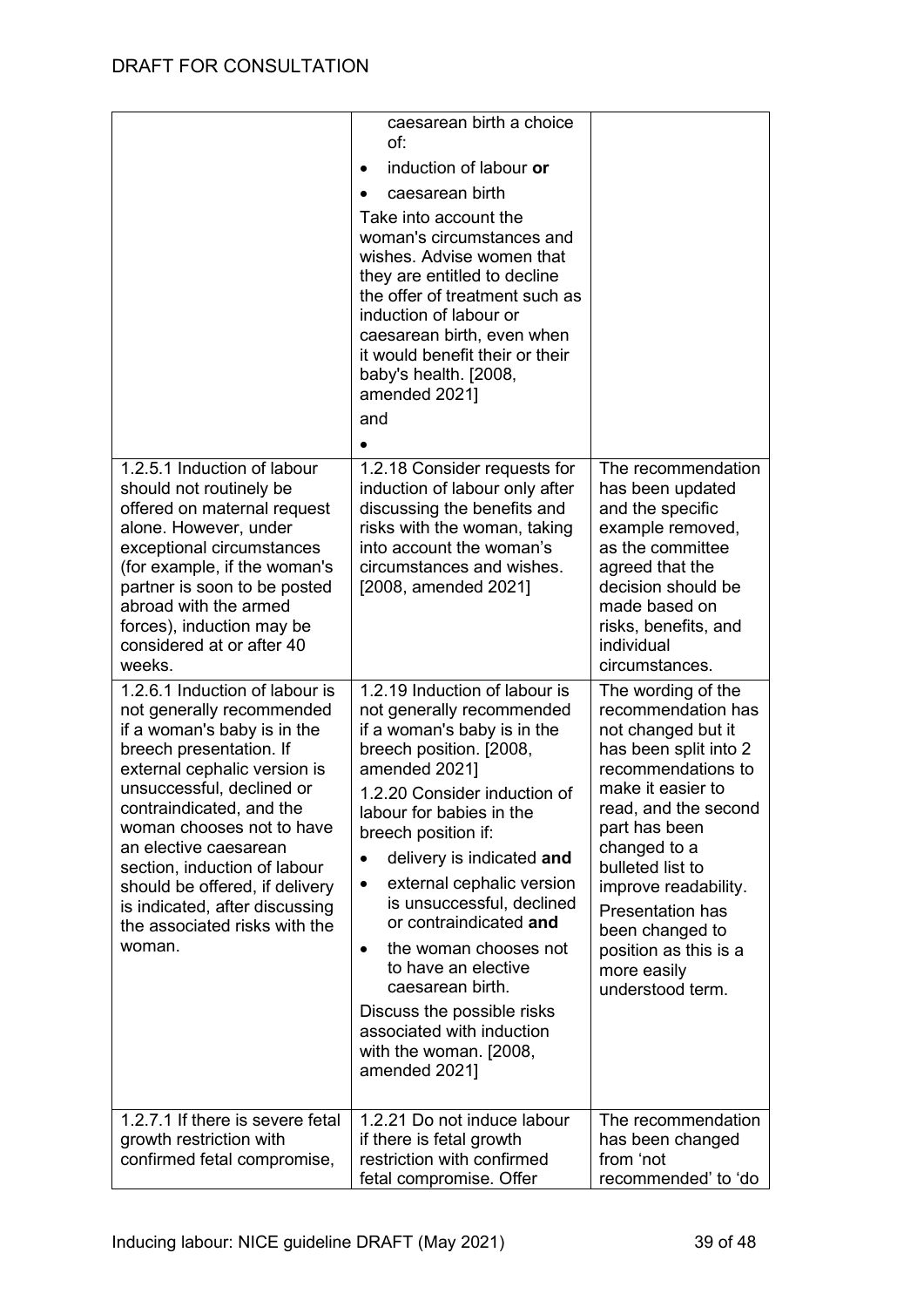| | | |
|---|---|---|
| | caesarean birth a choice of:<br>• induction of labour **or**<br>• caesarean birth<br>Take into account the woman's circumstances and wishes. Advise women that they are entitled to decline the offer of treatment such as induction of labour or caesarean birth, even when it would benefit their or their baby's health. [2008, amended 2021]<br>and<br>• | |
| 1.2.5.1 Induction of labour should not routinely be offered on maternal request alone. However, under exceptional circumstances (for example, if the woman's partner is soon to be posted abroad with the armed forces), induction may be considered at or after 40 weeks. | 1.2.18 Consider requests for induction of labour only after discussing the benefits and risks with the woman, taking into account the woman's circumstances and wishes. [2008, amended 2021] | The recommendation has been updated and the specific example removed, as the committee agreed that the decision should be made based on risks, benefits, and individual circumstances. |
| 1.2.6.1 Induction of labour is not generally recommended if a woman's baby is in the breech presentation. If external cephalic version is unsuccessful, declined or contraindicated, and the woman chooses not to have an elective caesarean section, induction of labour should be offered, if delivery is indicated, after discussing the associated risks with the woman. | 1.2.19 Induction of labour is not generally recommended if a woman's baby is in the breech position. [2008, amended 2021]<br>1.2.20 Consider induction of labour for babies in the breech position if:<br>• delivery is indicated **and**<br>• external cephalic version is unsuccessful, declined or contraindicated **and**<br>• the woman chooses not to have an elective caesarean birth.<br>Discuss the possible risks associated with induction with the woman. [2008, amended 2021] | The wording of the recommendation has not changed but it has been split into 2 recommendations to make it easier to read, and the second part has been changed to a bulleted list to improve readability.<br>Presentation has been changed to position as this is a more easily understood term. |
| 1.2.7.1 If there is severe fetal growth restriction with confirmed fetal compromise, | 1.2.21 Do not induce labour if there is fetal growth restriction with confirmed fetal compromise. Offer | The recommendation has been changed from 'not recommended' to 'do |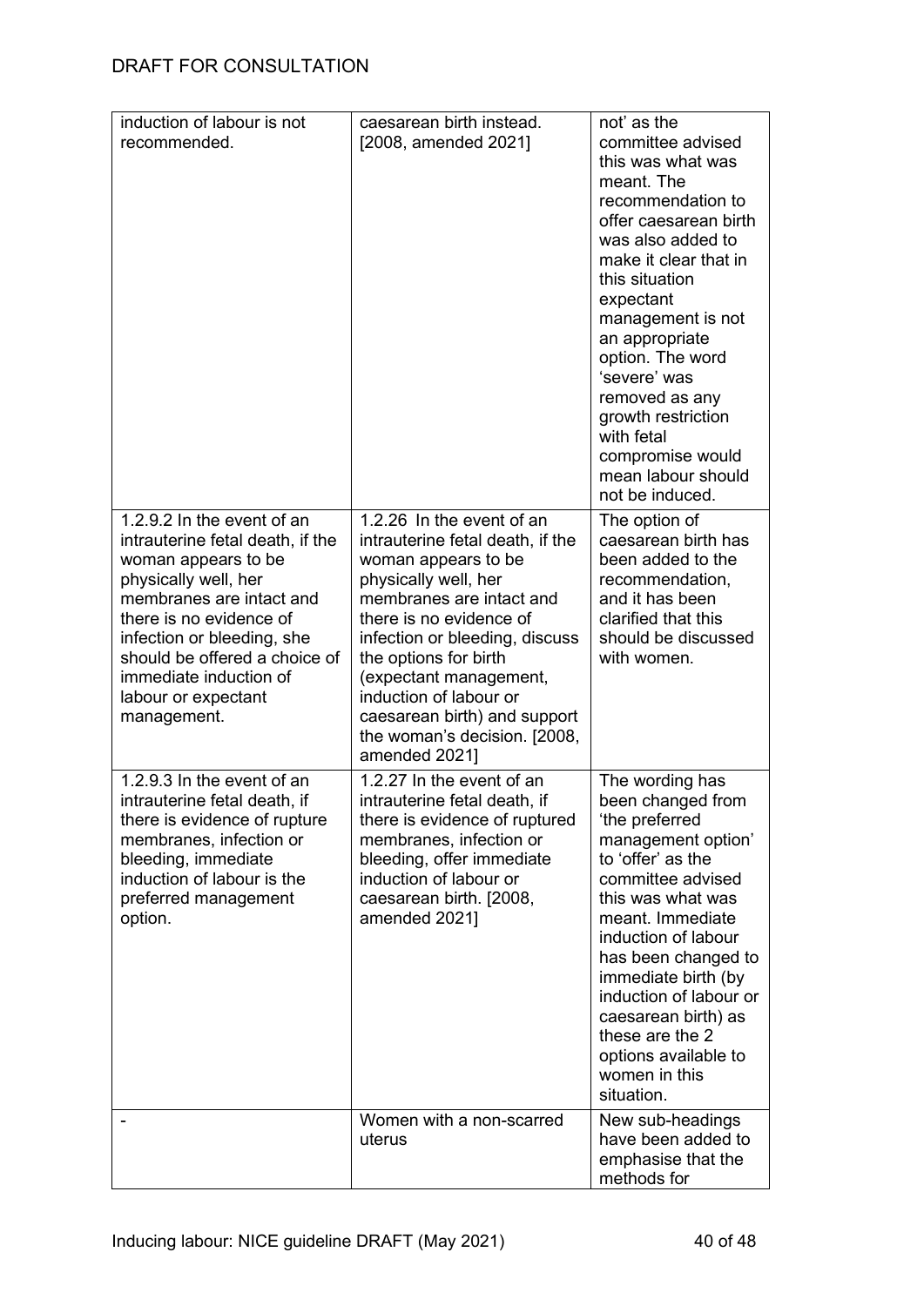| | | |
|---|---|---|
| induction of labour is not recommended. | caesarean birth instead. [2008, amended 2021] | not' as the committee advised this was what was meant. The recommendation to offer caesarean birth was also added to make it clear that in this situation expectant management is not an appropriate option. The word 'severe' was removed as any growth restriction with fetal compromise would mean labour should not be induced. |
| 1.2.9.2 In the event of an intrauterine fetal death, if the woman appears to be physically well, her membranes are intact and there is no evidence of infection or bleeding, she should be offered a choice of immediate induction of labour or expectant management. | 1.2.26 In the event of an intrauterine fetal death, if the woman appears to be physically well, her membranes are intact and there is no evidence of infection or bleeding, discuss the options for birth (expectant management, induction of labour or caesarean birth) and support the woman's decision. [2008, amended 2021] | The option of caesarean birth has been added to the recommendation, and it has been clarified that this should be discussed with women. |
| 1.2.9.3 In the event of an intrauterine fetal death, if there is evidence of rupture membranes, infection or bleeding, immediate induction of labour is the preferred management option. | 1.2.27 In the event of an intrauterine fetal death, if there is evidence of ruptured membranes, infection or bleeding, offer immediate induction of labour or caesarean birth. [2008, amended 2021] | The wording has been changed from 'the preferred management option' to 'offer' as the committee advised this was what was meant. Immediate induction of labour has been changed to immediate birth (by induction of labour or caesarean birth) as these are the 2 options available to women in this situation. |
| - | Women with a non-scarred uterus | New sub-headings have been added to emphasise that the methods for |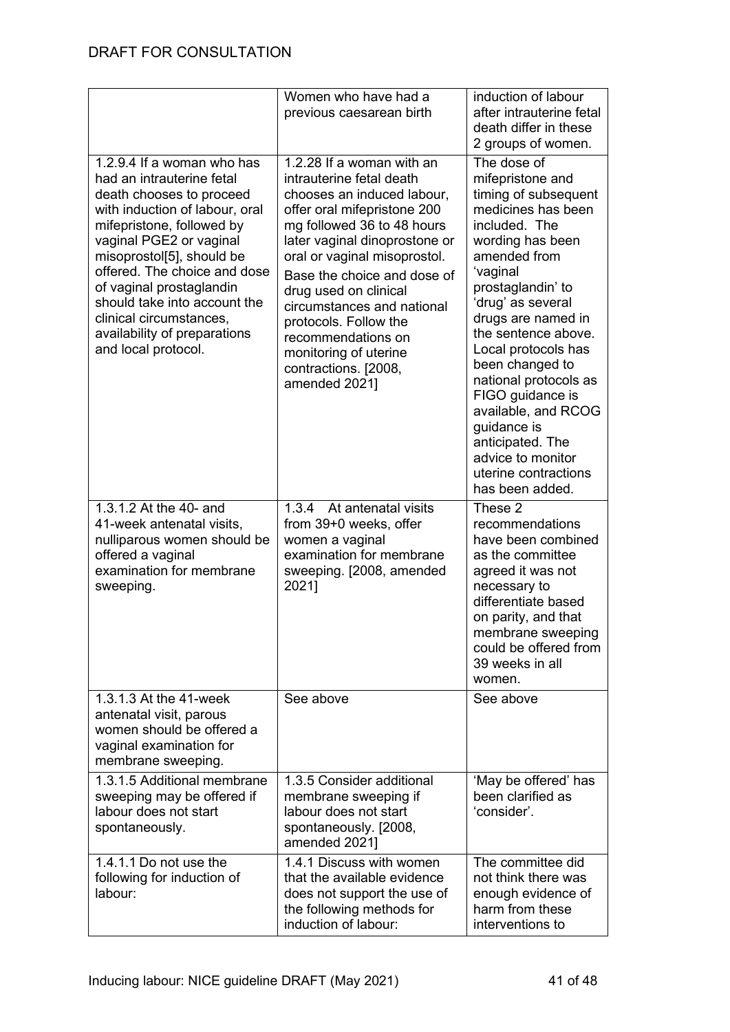| | | |
|---|---|---|
| | Women who have had a previous caesarean birth | induction of labour after intrauterine fetal death differ in these 2 groups of women. |
| 1.2.9.4 If a woman who has had an intrauterine fetal death chooses to proceed with induction of labour, oral mifepristone, followed by vaginal PGE2 or vaginal misoprostol[5], should be offered. The choice and dose of vaginal prostaglandin should take into account the clinical circumstances, availability of preparations and local protocol. | 1.2.28 If a woman with an intrauterine fetal death chooses an induced labour, offer oral mifepristone 200 mg followed 36 to 48 hours later vaginal dinoprostone or oral or vaginal misoprostol. Base the choice and dose of drug used on clinical circumstances and national protocols. Follow the recommendations on monitoring of uterine contractions. [2008, amended 2021] | The dose of mifepristone and timing of subsequent medicines has been included. The wording has been amended from 'vaginal prostaglandin' to 'drug' as several drugs are named in the sentence above. Local protocols has been changed to national protocols as FIGO guidance is available, and RCOG guidance is anticipated. The advice to monitor uterine contractions has been added. |
| 1.3.1.2 At the 40- and 41-week antenatal visits, nulliparous women should be offered a vaginal examination for membrane sweeping. | 1.3.4 At antenatal visits from 39+0 weeks, offer women a vaginal examination for membrane sweeping. [2008, amended 2021] | These 2 recommendations have been combined as the committee agreed it was not necessary to differentiate based on parity, and that membrane sweeping could be offered from 39 weeks in all women. |
| 1.3.1.3 At the 41-week antenatal visit, parous women should be offered a vaginal examination for membrane sweeping. | See above | See above |
| 1.3.1.5 Additional membrane sweeping may be offered if labour does not start spontaneously. | 1.3.5 Consider additional membrane sweeping if labour does not start spontaneously. [2008, amended 2021] | 'May be offered' has been clarified as 'consider'. |
| 1.4.1.1 Do not use the following for induction of labour: | 1.4.1 Discuss with women that the available evidence does not support the use of the following methods for induction of labour: | The committee did not think there was enough evidence of harm from these interventions to |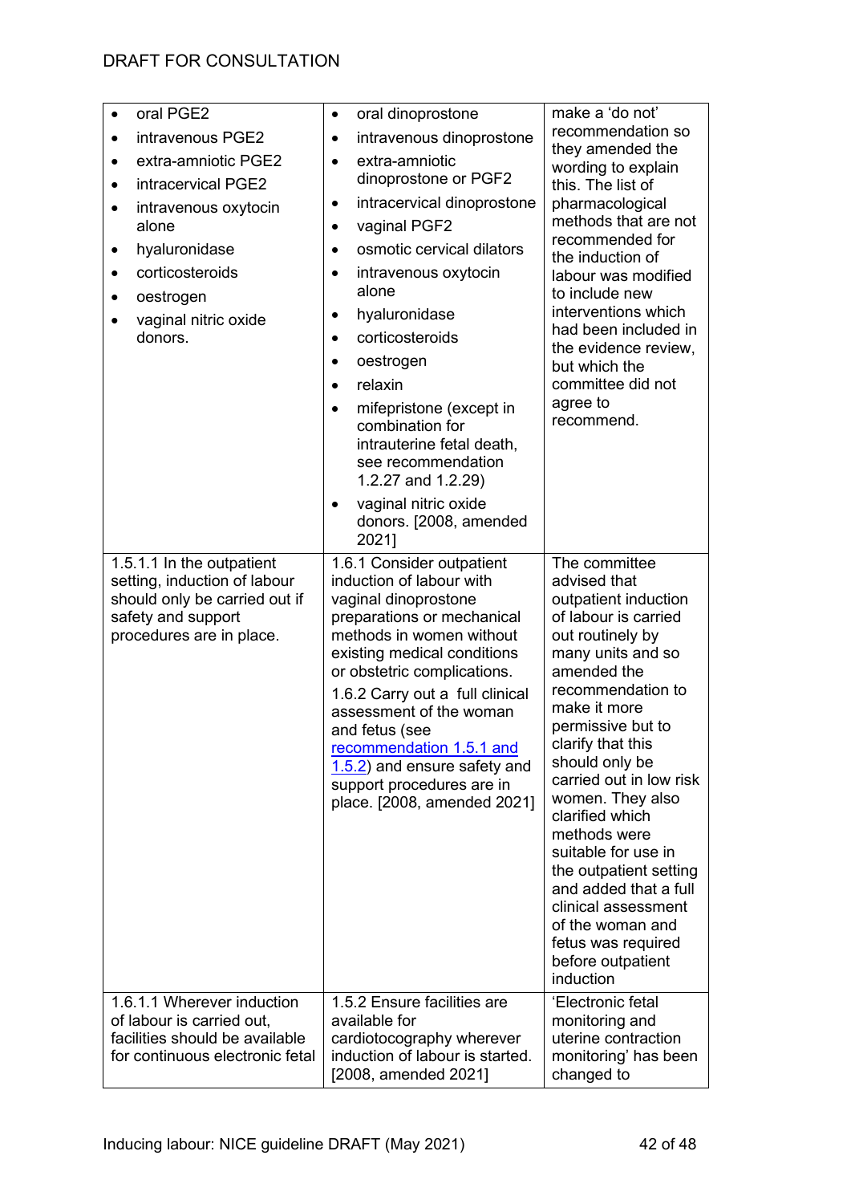DRAFT FOR CONSULTATION

| | | |
|---|---|---|
| • oral PGE2<br>• intravenous PGE2<br>• extra-amniotic PGE2<br>• intracervical PGE2<br>• intravenous oxytocin alone<br>• hyaluronidase<br>• corticosteroids<br>• oestrogen<br>• vaginal nitric oxide donors. | • oral dinoprostone<br>• intravenous dinoprostone<br>• extra-amniotic dinoprostone or PGF2<br>• intracervical dinoprostone<br>• vaginal PGF2<br>• osmotic cervical dilators<br>• intravenous oxytocin alone<br>• hyaluronidase<br>• corticosteroids<br>• oestrogen<br>• relaxin<br>• mifepristone (except in combination for intrauterine fetal death, see recommendation 1.2.27 and 1.2.29)<br>• vaginal nitric oxide donors. [2008, amended 2021] | make a 'do not' recommendation so they amended the wording to explain this. The list of pharmacological methods that are not recommended for the induction of labour was modified to include new interventions which had been included in the evidence review, but which the committee did not agree to recommend. |
| 1.5.1.1 In the outpatient setting, induction of labour should only be carried out if safety and support procedures are in place. | 1.6.1 Consider outpatient induction of labour with vaginal dinoprostone preparations or mechanical methods in women without existing medical conditions or obstetric complications.<br><br>1.6.2 Carry out a full clinical assessment of the woman and fetus (see recommendation 1.5.1 and 1.5.2) and ensure safety and support procedures are in place. [2008, amended 2021] | The committee advised that outpatient induction of labour is carried out routinely by many units and so amended the recommendation to make it more permissive but to clarify that this should only be carried out in low risk women. They also clarified which methods were suitable for use in the outpatient setting and added that a full clinical assessment of the woman and fetus was required before outpatient induction |
| 1.6.1.1 Wherever induction of labour is carried out, facilities should be available for continuous electronic fetal | 1.5.2 Ensure facilities are available for cardiotocography wherever induction of labour is started. [2008, amended 2021] | 'Electronic fetal monitoring and uterine contraction monitoring' has been changed to |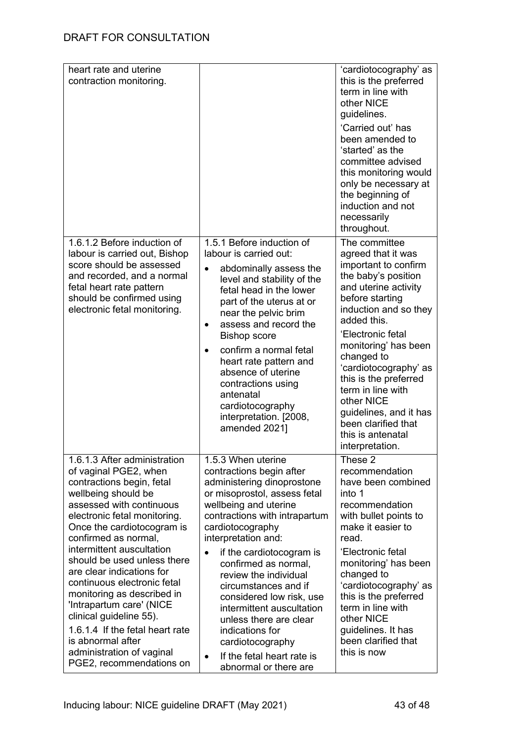| | | |
|---|---|---|
| heart rate and uterine contraction monitoring. | | 'cardiotocography' as this is the preferred term in line with other NICE guidelines.<br><br>'Carried out' has been amended to 'started' as the committee advised this monitoring would only be necessary at the beginning of induction and not necessarily throughout. |
| 1.6.1.2 Before induction of labour is carried out, Bishop score should be assessed and recorded, and a normal fetal heart rate pattern should be confirmed using electronic fetal monitoring. | 1.5.1 Before induction of labour is carried out:<br>• abdominally assess the level and stability of the fetal head in the lower part of the uterus at or near the pelvic brim<br>• assess and record the Bishop score<br>• confirm a normal fetal heart rate pattern and absence of uterine contractions using antenatal cardiotocography interpretation. [2008, amended 2021] | The committee agreed that it was important to confirm the baby's position and uterine activity before starting induction and so they added this.<br><br>'Electronic fetal monitoring' has been changed to 'cardiotocography' as this is the preferred term in line with other NICE guidelines, and it has been clarified that this is antenatal interpretation. |
| 1.6.1.3 After administration of vaginal PGE2, when contractions begin, fetal wellbeing should be assessed with continuous electronic fetal monitoring. Once the cardiotocogram is confirmed as normal, intermittent auscultation should be used unless there are clear indications for continuous electronic fetal monitoring as described in 'Intrapartum care' (NICE clinical guideline 55).<br><br>1.6.1.4 If the fetal heart rate is abnormal after administration of vaginal PGE2, recommendations on | 1.5.3 When uterine contractions begin after administering dinoprostone or misoprostol, assess fetal wellbeing and uterine contractions with intrapartum cardiotocography interpretation and:<br>• if the cardiotocogram is confirmed as normal, review the individual circumstances and if considered low risk, use intermittent auscultation unless there are clear indications for cardiotocography<br>• If the fetal heart rate is abnormal or there are | These 2 recommendation have been combined into 1 recommendation with bullet points to make it easier to read.<br><br>'Electronic fetal monitoring' has been changed to 'cardiotocography' as this is the preferred term in line with other NICE guidelines. It has been clarified that this is now |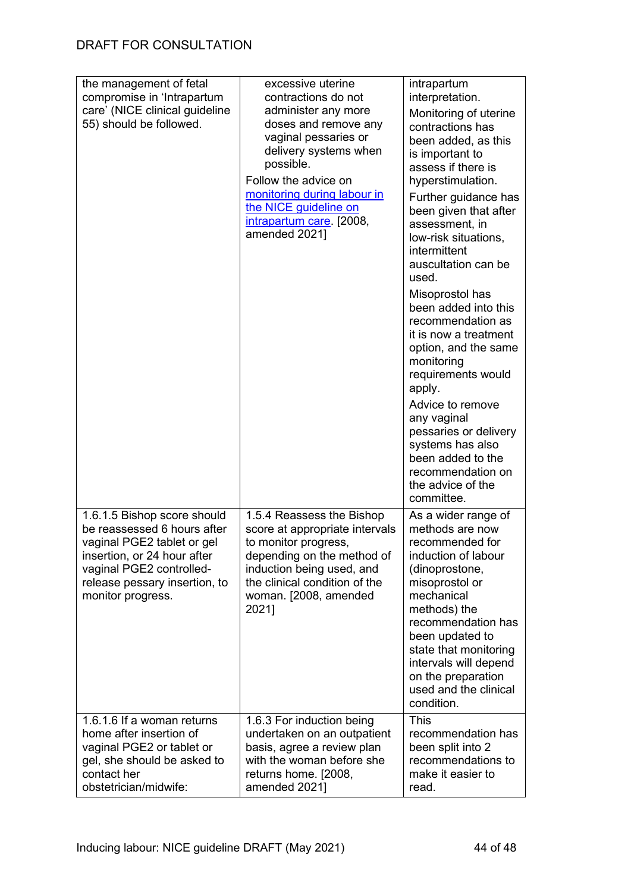DRAFT FOR CONSULTATION

| | | |
|---|---|---|
| the management of fetal compromise in 'Intrapartum care' (NICE clinical guideline 55) should be followed. | excessive uterine contractions do not administer any more doses and remove any vaginal pessaries or delivery systems when possible. Follow the advice on [monitoring during labour in the NICE guideline on intrapartum care](). [2008, amended 2021] | intrapartum interpretation. Monitoring of uterine contractions has been added, as this is important to assess if there is hyperstimulation. Further guidance has been given that after assessment, in low-risk situations, intermittent auscultation can be used. Misoprostol has been added into this recommendation as it is now a treatment option, and the same monitoring requirements would apply. Advice to remove any vaginal pessaries or delivery systems has also been added to the recommendation on the advice of the committee. |
| 1.6.1.5 Bishop score should be reassessed 6 hours after vaginal PGE2 tablet or gel insertion, or 24 hour after vaginal PGE2 controlled-release pessary insertion, to monitor progress. | 1.5.4 Reassess the Bishop score at appropriate intervals to monitor progress, depending on the method of induction being used, and the clinical condition of the woman. [2008, amended 2021] | As a wider range of methods are now recommended for induction of labour (dinoprostone, misoprostol or mechanical methods) the recommendation has been updated to state that monitoring intervals will depend on the preparation used and the clinical condition. |
| 1.6.1.6 If a woman returns home after insertion of vaginal PGE2 or tablet or gel, she should be asked to contact her obstetrician/midwife: | 1.6.3 For induction being undertaken on an outpatient basis, agree a review plan with the woman before she returns home. [2008, amended 2021] | This recommendation has been split into 2 recommendations to make it easier to read. |

Inducing labour: NICE guideline DRAFT (May 2021)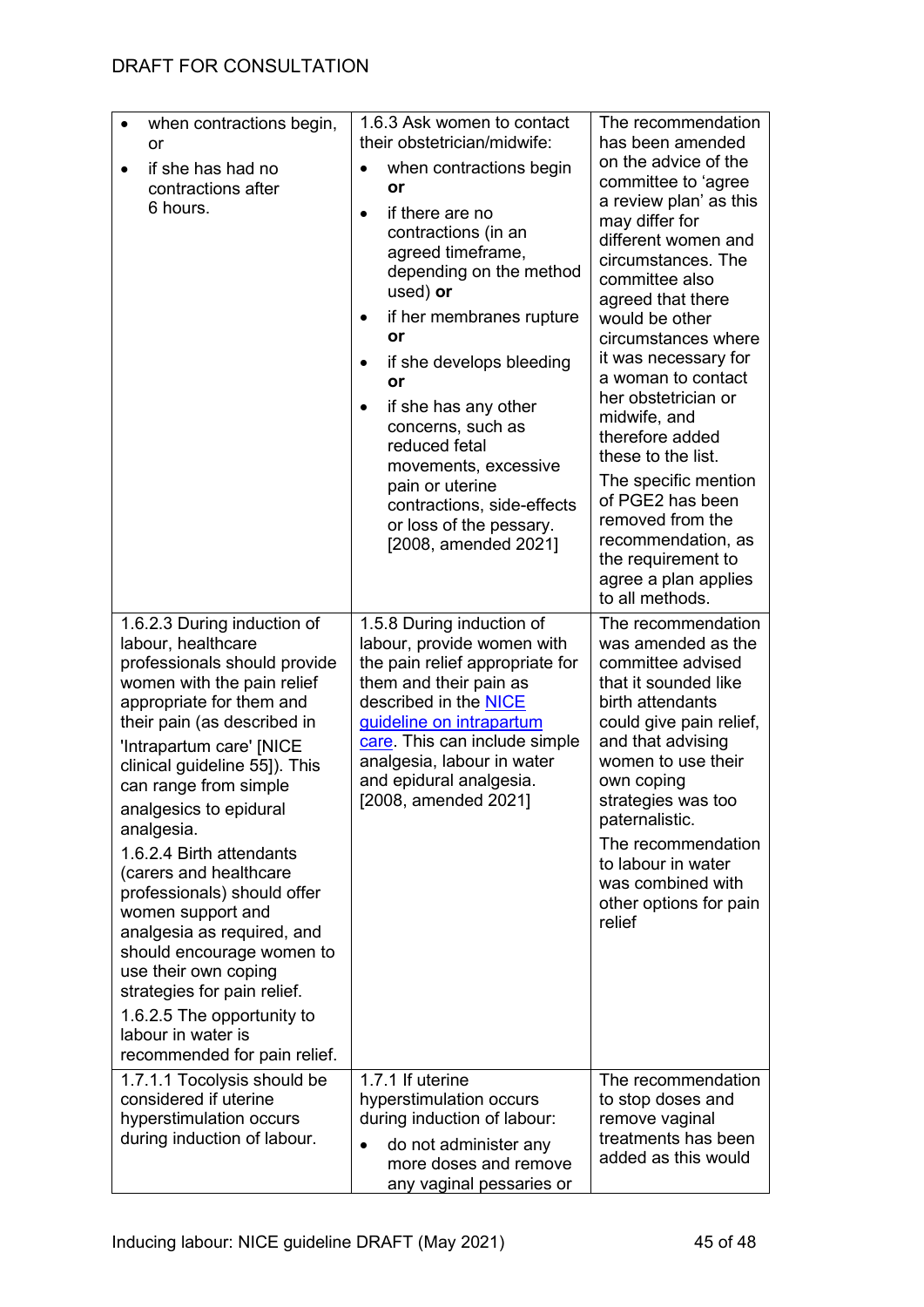DRAFT FOR CONSULTATION

| | | |
|---|---|---|
| • when contractions begin, or<br>• if she has had no contractions after 6 hours. | 1.6.3 Ask women to contact their obstetrician/midwife:<br>• when contractions begin **or**<br>• if there are no contractions (in an agreed timeframe, depending on the method used) **or**<br>• if her membranes rupture **or**<br>• if she develops bleeding **or**<br>• if she has any other concerns, such as reduced fetal movements, excessive pain or uterine contractions, side-effects or loss of the pessary. [2008, amended 2021] | The recommendation has been amended on the advice of the committee to 'agree a review plan' as this may differ for different women and circumstances. The committee also agreed that there would be other circumstances where it was necessary for a woman to contact her obstetrician or midwife, and therefore added these to the list.<br>The specific mention of PGE2 has been removed from the recommendation, as the requirement to agree a plan applies to all methods. |
| 1.6.2.3 During induction of labour, healthcare professionals should provide women with the pain relief appropriate for them and their pain (as described in 'Intrapartum care' [NICE clinical guideline 55]). This can range from simple analgesics to epidural analgesia.<br>1.6.2.4 Birth attendants (carers and healthcare professionals) should offer women support and analgesia as required, and should encourage women to use their own coping strategies for pain relief.<br>1.6.2.5 The opportunity to labour in water is recommended for pain relief. | 1.5.8 During induction of labour, provide women with the pain relief appropriate for them and their pain as described in the NICE guideline on intrapartum care. This can include simple analgesia, labour in water and epidural analgesia. [2008, amended 2021] | The recommendation was amended as the committee advised that it sounded like birth attendants could give pain relief, and that advising women to use their own coping strategies was too paternalistic.<br>The recommendation to labour in water was combined with other options for pain relief |
| 1.7.1.1 Tocolysis should be considered if uterine hyperstimulation occurs during induction of labour. | 1.7.1 If uterine hyperstimulation occurs during induction of labour:<br>• do not administer any more doses and remove any vaginal pessaries or | The recommendation to stop doses and remove vaginal treatments has been added as this would |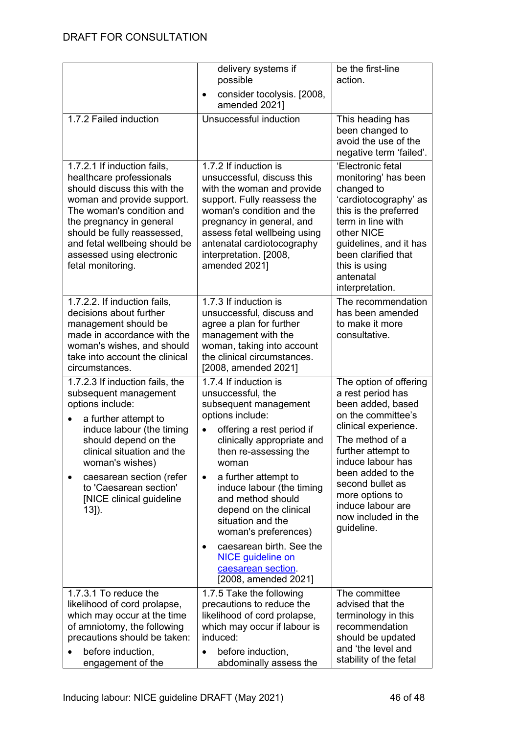| | | |
|---|---|---|
| | delivery systems if possible<br>• consider tocolysis. [2008, amended 2021] | be the first-line action. |
| 1.7.2 Failed induction | Unsuccessful induction | This heading has been changed to avoid the use of the negative term 'failed'. |
| 1.7.2.1 If induction fails, healthcare professionals should discuss this with the woman and provide support. The woman's condition and the pregnancy in general should be fully reassessed, and fetal wellbeing should be assessed using electronic fetal monitoring. | 1.7.2 If induction is unsuccessful, discuss this with the woman and provide support. Fully reassess the woman's condition and the pregnancy in general, and assess fetal wellbeing using antenatal cardiotocography interpretation. [2008, amended 2021] | 'Electronic fetal monitoring' has been changed to 'cardiotocography' as this is the preferred term in line with other NICE guidelines, and it has been clarified that this is using antenatal interpretation. |
| 1.7.2.2. If induction fails, decisions about further management should be made in accordance with the woman's wishes, and should take into account the clinical circumstances. | 1.7.3 If induction is unsuccessful, discuss and agree a plan for further management with the woman, taking into account the clinical circumstances. [2008, amended 2021] | The recommendation has been amended to make it more consultative. |
| 1.7.2.3 If induction fails, the subsequent management options include:<br>• a further attempt to induce labour (the timing should depend on the clinical situation and the woman's wishes)<br>• caesarean section (refer to 'Caesarean section' [NICE clinical guideline 13]). | 1.7.4 If induction is unsuccessful, the subsequent management options include:<br>• offering a rest period if clinically appropriate and then re-assessing the woman<br>• a further attempt to induce labour (the timing and method should depend on the clinical situation and the woman's preferences)<br>• caesarean birth. See the NICE guideline on caesarean section. [2008, amended 2021] | The option of offering a rest period has been added, based on the committee's clinical experience.<br>The method of a further attempt to induce labour has been added to the second bullet as more options to induce labour are now included in the guideline. |
| 1.7.3.1 To reduce the likelihood of cord prolapse, which may occur at the time of amniotomy, the following precautions should be taken:<br>• before induction, engagement of the | 1.7.5 Take the following precautions to reduce the likelihood of cord prolapse, which may occur if labour is induced:<br>• before induction, abdominally assess the | The committee advised that the terminology in this recommendation should be updated and 'the level and stability of the fetal |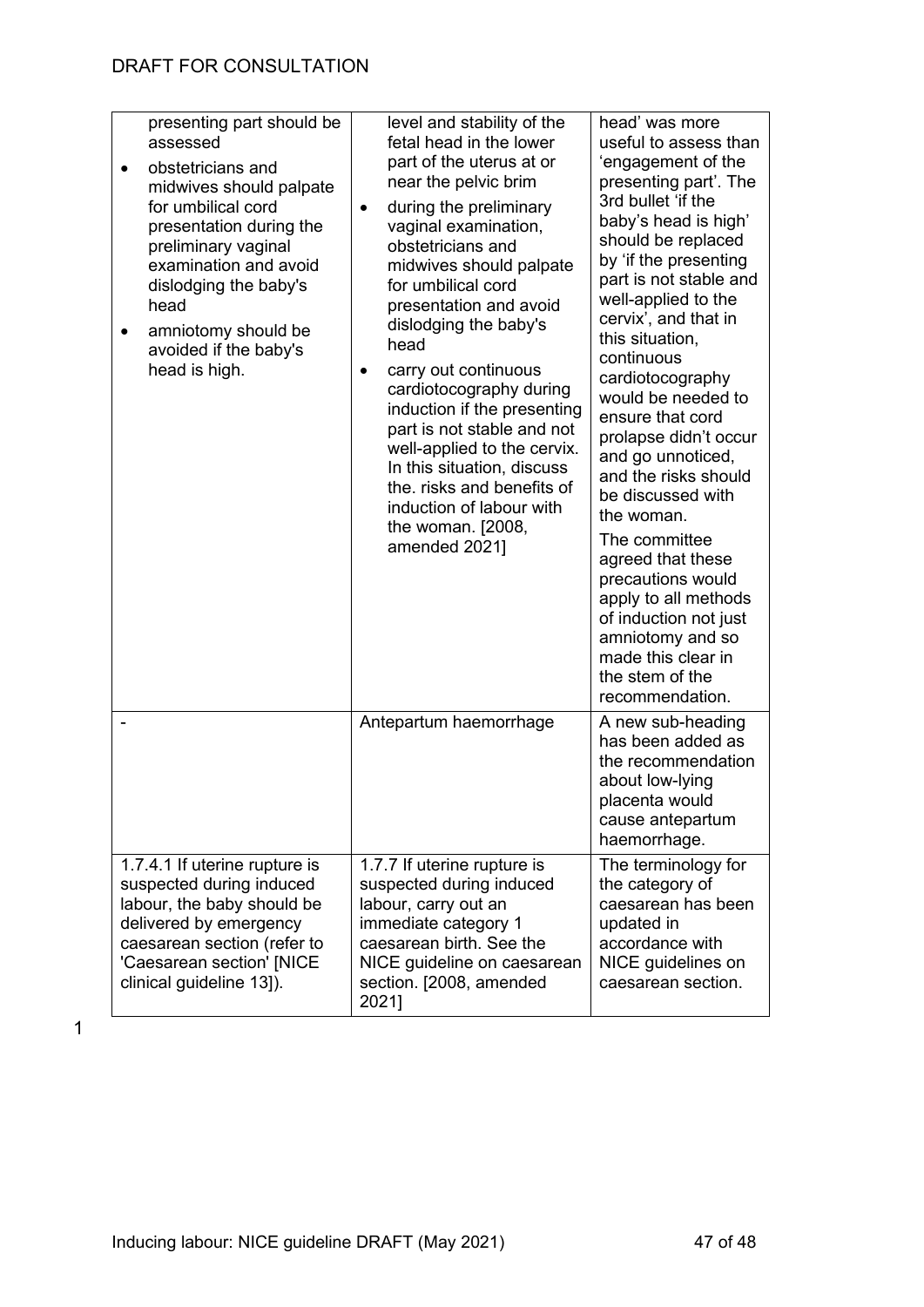| | | |
|---|---|---|
| presenting part should be assessed<br>• obstetricians and midwives should palpate for umbilical cord presentation during the preliminary vaginal examination and avoid dislodging the baby's head<br>• amniotomy should be avoided if the baby's head is high. | level and stability of the fetal head in the lower part of the uterus at or near the pelvic brim<br>• during the preliminary vaginal examination, obstetricians and midwives should palpate for umbilical cord presentation and avoid dislodging the baby's head<br>• carry out continuous cardiotocography during induction if the presenting part is not stable and not well-applied to the cervix. In this situation, discuss the. risks and benefits of induction of labour with the woman. [2008, amended 2021] | head' was more useful to assess than 'engagement of the presenting part'. The 3rd bullet 'if the baby's head is high' should be replaced by 'if the presenting part is not stable and well-applied to the cervix', and that in this situation, continuous cardiotocography would be needed to ensure that cord prolapse didn't occur and go unnoticed, and the risks should be discussed with the woman.<br>The committee agreed that these precautions would apply to all methods of induction not just amniotomy and so made this clear in the stem of the recommendation. |
| - | Antepartum haemorrhage | A new sub-heading has been added as the recommendation about low-lying placenta would cause antepartum haemorrhage. |
| 1.7.4.1 If uterine rupture is suspected during induced labour, the baby should be delivered by emergency caesarean section (refer to 'Caesarean section' [NICE clinical guideline 13]). | 1.7.7 If uterine rupture is suspected during induced labour, carry out an immediate category 1 caesarean birth. See the NICE guideline on caesarean section. [2008, amended 2021] | The terminology for the category of caesarean has been updated in accordance with NICE guidelines on caesarean section. |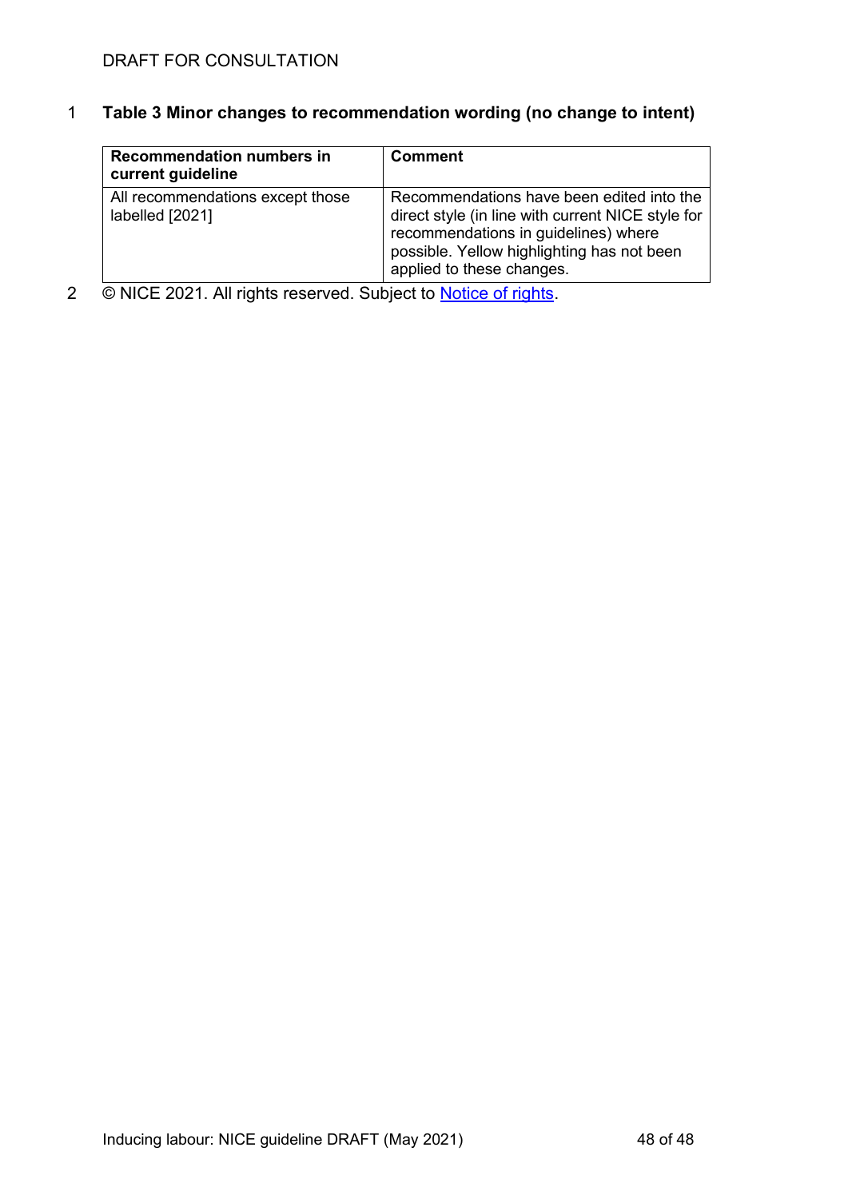**Table 3 Minor changes to recommendation wording (no change to intent)**

| Recommendation numbers in current guideline | Comment |
| --- | --- |
| All recommendations except those labelled [2021] | Recommendations have been edited into the direct style (in line with current NICE style for recommendations in guidelines) where possible. Yellow highlighting has not been applied to these changes. |

© NICE 2021. All rights reserved. Subject to Notice of rights.